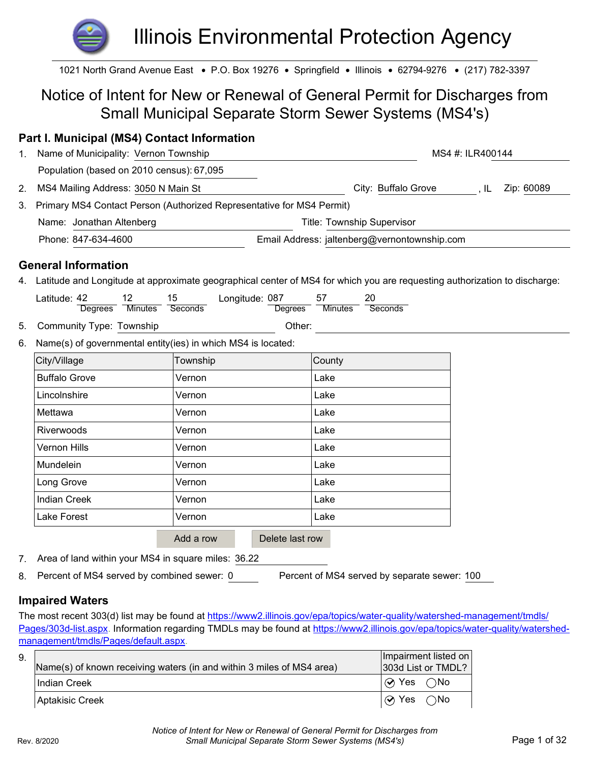# Illinois Environmental Protection Agency

1021 North Grand Avenue East • P.O. Box 19276 • Springfield • Illinois • 62794-9276 • (217) 782-3397

## Notice of Intent for New or Renewal of General Permit for Discharges from Small Municipal Separate Storm Sewer Systems (MS4's)

### Part I. Municipal (MS4) Contact Information

1. Name of Municipality: Vernon Township    MS4 #: ILR400144

   Population (based on 2010 census): 67,095

2. MS4 Mailing Address: 3050 N Main St    City: Buffalo Grove, IL    Zip: 60089

3. Primary MS4 Contact Person (Authorized Representative for MS4 Permit)

   Name: Jonathan Altenberg    Title: Township Supervisor

   Phone: 847-634-4600    Email Address: jaltenberg@vernontownship.com

### General Information

4. Latitude and Longitude at approximate geographical center of MS4 for which you are requesting authorization to discharge:

   Latitude: 42 Degrees 12 Minutes 15 Seconds    Longitude: 087 Degrees 57 Minutes 20 Seconds

5. Community Type: Township    Other:

6. Name(s) of governmental entity(ies) in which MS4 is located:

| City/Village | Township | County |
|---|---|---|
| Buffalo Grove | Vernon | Lake |
| Lincolnshire | Vernon | Lake |
| Mettawa | Vernon | Lake |
| Riverwoods | Vernon | Lake |
| Vernon Hills | Vernon | Lake |
| Mundelein | Vernon | Lake |
| Long Grove | Vernon | Lake |
| Indian Creek | Vernon | Lake |
| Lake Forest | Vernon | Lake |

Add a row    Delete last row

7. Area of land within your MS4 in square miles: 36.22

8. Percent of MS4 served by combined sewer: 0    Percent of MS4 served by separate sewer: 100

### Impaired Waters

The most recent 303(d) list may be found at https://www2.illinois.gov/epa/topics/water-quality/watershed-management/tmdls/Pages/303d-list.aspx. Information regarding TMDLs may be found at https://www2.illinois.gov/epa/topics/water-quality/watershed-management/tmdls/Pages/default.aspx.

9.

| Name(s) of known receiving waters (in and within 3 miles of MS4 area) | Impairment listed on 303d List or TMDL? |
|---|---|
| Indian Creek | ☑ Yes ◯ No |
| Aptakisic Creek | ☑ Yes ◯ No |

*Notice of Intent for New or Renewal of General Permit for Discharges from Small Municipal Separate Storm Sewer Systems (MS4's)*

Rev. 8/2020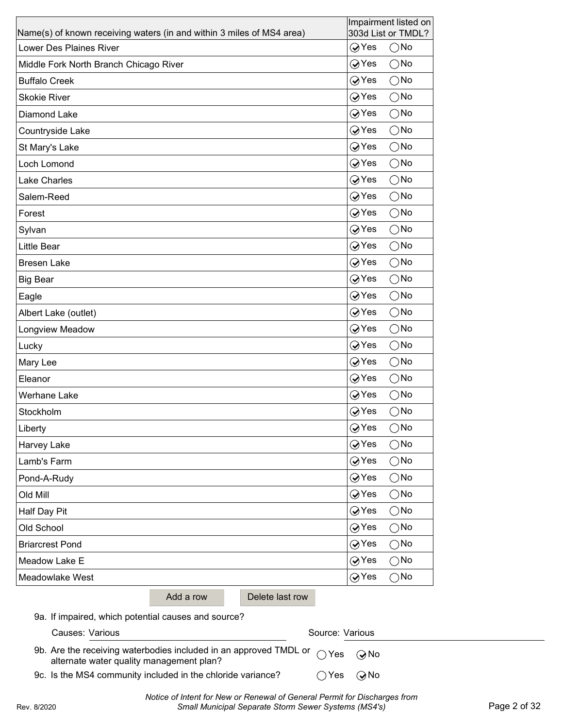| Name(s) of known receiving waters (in and within 3 miles of MS4 area) | Impairment listed on 303d List or TMDL? |
|---|---|
| Lower Des Plaines River | ☑ Yes ◯ No |
| Middle Fork North Branch Chicago River | ☑ Yes ◯ No |
| Buffalo Creek | ☑ Yes ◯ No |
| Skokie River | ☑ Yes ◯ No |
| Diamond Lake | ☑ Yes ◯ No |
| Countryside Lake | ☑ Yes ◯ No |
| St Mary's Lake | ☑ Yes ◯ No |
| Loch Lomond | ☑ Yes ◯ No |
| Lake Charles | ☑ Yes ◯ No |
| Salem-Reed | ☑ Yes ◯ No |
| Forest | ☑ Yes ◯ No |
| Sylvan | ☑ Yes ◯ No |
| Little Bear | ☑ Yes ◯ No |
| Bresen Lake | ☑ Yes ◯ No |
| Big Bear | ☑ Yes ◯ No |
| Eagle | ☑ Yes ◯ No |
| Albert Lake (outlet) | ☑ Yes ◯ No |
| Longview Meadow | ☑ Yes ◯ No |
| Lucky | ☑ Yes ◯ No |
| Mary Lee | ☑ Yes ◯ No |
| Eleanor | ☑ Yes ◯ No |
| Werhane Lake | ☑ Yes ◯ No |
| Stockholm | ☑ Yes ◯ No |
| Liberty | ☑ Yes ◯ No |
| Harvey Lake | ☑ Yes ◯ No |
| Lamb's Farm | ☑ Yes ◯ No |
| Pond-A-Rudy | ☑ Yes ◯ No |
| Old Mill | ☑ Yes ◯ No |
| Half Day Pit | ☑ Yes ◯ No |
| Old School | ☑ Yes ◯ No |
| Briarcrest Pond | ☑ Yes ◯ No |
| Meadow Lake E | ☑ Yes ◯ No |
| Meadowlake West | ☑ Yes ◯ No |

Add a row    Delete last row

9a. If impaired, which potential causes and source?

Causes: Various    Source: Various

9b. Are the receiving waterbodies included in an approved TMDL or alternate water quality management plan? ◯ Yes ☑ No

9c. Is the MS4 community included in the chloride variance? ◯ Yes ☑ No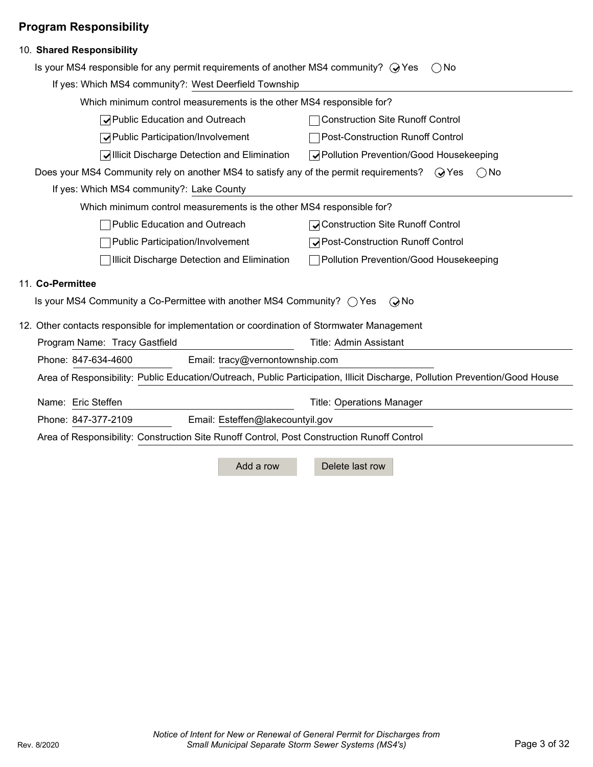## Program Responsibility

10. **Shared Responsibility**

Is your MS4 responsible for any permit requirements of another MS4 community? ☑ Yes ☐ No

If yes: Which MS4 community?: West Deerfield Township

Which minimum control measurements is the other MS4 responsible for?

- ☑ Public Education and Outreach
- ☐ Construction Site Runoff Control
- ☑ Public Participation/Involvement
- ☐ Post-Construction Runoff Control
- ☑ Illicit Discharge Detection and Elimination
- ☑ Pollution Prevention/Good Housekeeping

Does your MS4 Community rely on another MS4 to satisfy any of the permit requirements? ☑ Yes ☐ No

If yes: Which MS4 community?: Lake County

Which minimum control measurements is the other MS4 responsible for?

- ☐ Public Education and Outreach
- ☑ Construction Site Runoff Control
- ☐ Public Participation/Involvement
- ☑ Post-Construction Runoff Control
- ☐ Illicit Discharge Detection and Elimination
- ☐ Pollution Prevention/Good Housekeeping

11. **Co-Permittee**

Is your MS4 Community a Co-Permittee with another MS4 Community? ☐ Yes ☑ No

12. Other contacts responsible for implementation or coordination of Stormwater Management

Program Name: Tracy Gastfield  
Title: Admin Assistant  
Phone: 847-634-4600  
Email: tracy@vernontownship.com  
Area of Responsibility: Public Education/Outreach, Public Participation, Illicit Discharge, Pollution Prevention/Good House

Name: Eric Steffen  
Title: Operations Manager  
Phone: 847-377-2109  
Email: Esteffen@lakecountyil.gov  
Area of Responsibility: Construction Site Runoff Control, Post Construction Runoff Control

Add a row | Delete last row

Rev. 8/2020

*Notice of Intent for New or Renewal of General Permit for Discharges from Small Municipal Separate Storm Sewer Systems (MS4's)*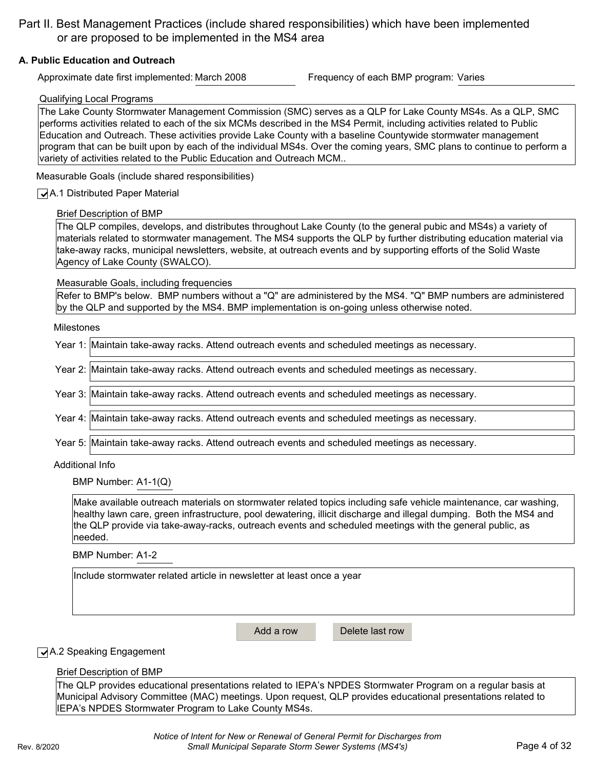# Part II. Best Management Practices (include shared responsibilities) which have been implemented or are proposed to be implemented in the MS4 area

## A. Public Education and Outreach

Approximate date first implemented: March 2008

Frequency of each BMP program: Varies

Qualifying Local Programs

The Lake County Stormwater Management Commission (SMC) serves as a QLP for Lake County MS4s. As a QLP, SMC performs activities related to each of the six MCMs described in the MS4 Permit, including activities related to Public Education and Outreach. These activities provide Lake County with a baseline Countywide stormwater management program that can be built upon by each of the individual MS4s. Over the coming years, SMC plans to continue to perform a variety of activities related to the Public Education and Outreach MCM..

Measurable Goals (include shared responsibilities)

☑ A.1 Distributed Paper Material

Brief Description of BMP

The QLP compiles, develops, and distributes throughout Lake County (to the general pubic and MS4s) a variety of materials related to stormwater management. The MS4 supports the QLP by further distributing education material via take-away racks, municipal newsletters, website, at outreach events and by supporting efforts of the Solid Waste Agency of Lake County (SWALCO).

Measurable Goals, including frequencies

Refer to BMP's below. BMP numbers without a "Q" are administered by the MS4. "Q" BMP numbers are administered by the QLP and supported by the MS4. BMP implementation is on-going unless otherwise noted.

Milestones

Year 1: Maintain take-away racks. Attend outreach events and scheduled meetings as necessary.

Year 2: Maintain take-away racks. Attend outreach events and scheduled meetings as necessary.

Year 3: Maintain take-away racks. Attend outreach events and scheduled meetings as necessary.

Year 4: Maintain take-away racks. Attend outreach events and scheduled meetings as necessary.

Year 5: Maintain take-away racks. Attend outreach events and scheduled meetings as necessary.

Additional Info

BMP Number: A1-1(Q)

Make available outreach materials on stormwater related topics including safe vehicle maintenance, car washing, healthy lawn care, green infrastructure, pool dewatering, illicit discharge and illegal dumping. Both the MS4 and the QLP provide via take-away-racks, outreach events and scheduled meetings with the general public, as needed.

BMP Number: A1-2

Include stormwater related article in newsletter at least once a year

☑ A.2 Speaking Engagement

Brief Description of BMP

The QLP provides educational presentations related to IEPA's NPDES Stormwater Program on a regular basis at Municipal Advisory Committee (MAC) meetings. Upon request, QLP provides educational presentations related to IEPA's NPDES Stormwater Program to Lake County MS4s.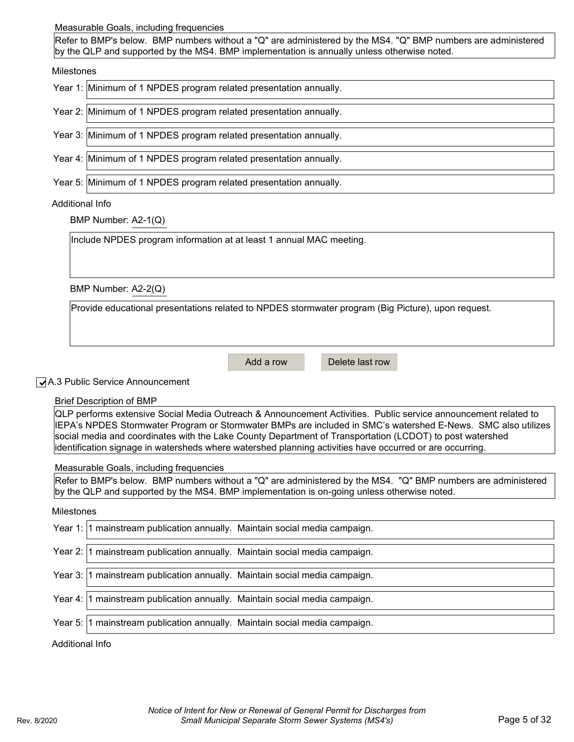Measurable Goals, including frequencies

Refer to BMP's below. BMP numbers without a "Q" are administered by the MS4. "Q" BMP numbers are administered by the QLP and supported by the MS4. BMP implementation is annually unless otherwise noted.

Milestones

Year 1: Minimum of 1 NPDES program related presentation annually.

Year 2: Minimum of 1 NPDES program related presentation annually.

Year 3: Minimum of 1 NPDES program related presentation annually.

Year 4: Minimum of 1 NPDES program related presentation annually.

Year 5: Minimum of 1 NPDES program related presentation annually.

Additional Info

BMP Number: A2-1(Q)

Include NPDES program information at at least 1 annual MAC meeting.

BMP Number: A2-2(Q)

Provide educational presentations related to NPDES stormwater program (Big Picture), upon request.

Add a row | Delete last row

☑ A.3 Public Service Announcement

Brief Description of BMP

QLP performs extensive Social Media Outreach & Announcement Activities. Public service announcement related to IEPA's NPDES Stormwater Program or Stormwater BMPs are included in SMC's watershed E-News. SMC also utilizes social media and coordinates with the Lake County Department of Transportation (LCDOT) to post watershed identification signage in watersheds where watershed planning activities have occurred or are occurring.

Measurable Goals, including frequencies

Refer to BMP's below. BMP numbers without a "Q" are administered by the MS4. "Q" BMP numbers are administered by the QLP and supported by the MS4. BMP implementation is on-going unless otherwise noted.

Milestones

Year 1: 1 mainstream publication annually. Maintain social media campaign.

Year 2: 1 mainstream publication annually. Maintain social media campaign.

Year 3: 1 mainstream publication annually. Maintain social media campaign.

Year 4: 1 mainstream publication annually. Maintain social media campaign.

Year 5: 1 mainstream publication annually. Maintain social media campaign.

Additional Info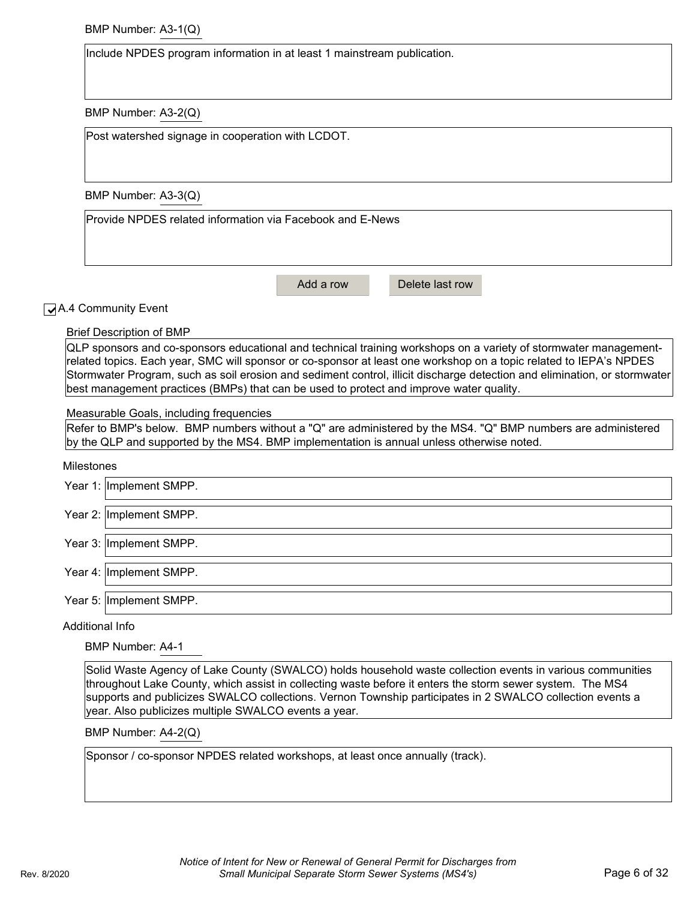BMP Number: A3-1(Q)

Include NPDES program information in at least 1 mainstream publication.

BMP Number: A3-2(Q)

Post watershed signage in cooperation with LCDOT.

BMP Number: A3-3(Q)

Provide NPDES related information via Facebook and E-News

Add a row | Delete last row

☑ A.4 Community Event

Brief Description of BMP

QLP sponsors and co-sponsors educational and technical training workshops on a variety of stormwater management-related topics. Each year, SMC will sponsor or co-sponsor at least one workshop on a topic related to IEPA's NPDES Stormwater Program, such as soil erosion and sediment control, illicit discharge detection and elimination, or stormwater best management practices (BMPs) that can be used to protect and improve water quality.

Measurable Goals, including frequencies

Refer to BMP's below. BMP numbers without a "Q" are administered by the MS4. "Q" BMP numbers are administered by the QLP and supported by the MS4. BMP implementation is annual unless otherwise noted.

Milestones

Year 1: Implement SMPP.

Year 2: Implement SMPP.

Year 3: Implement SMPP.

Year 4: Implement SMPP.

Year 5: Implement SMPP.

Additional Info

BMP Number: A4-1

Solid Waste Agency of Lake County (SWALCO) holds household waste collection events in various communities throughout Lake County, which assist in collecting waste before it enters the storm sewer system. The MS4 supports and publicizes SWALCO collections. Vernon Township participates in 2 SWALCO collection events a year. Also publicizes multiple SWALCO events a year.

BMP Number: A4-2(Q)

Sponsor / co-sponsor NPDES related workshops, at least once annually (track).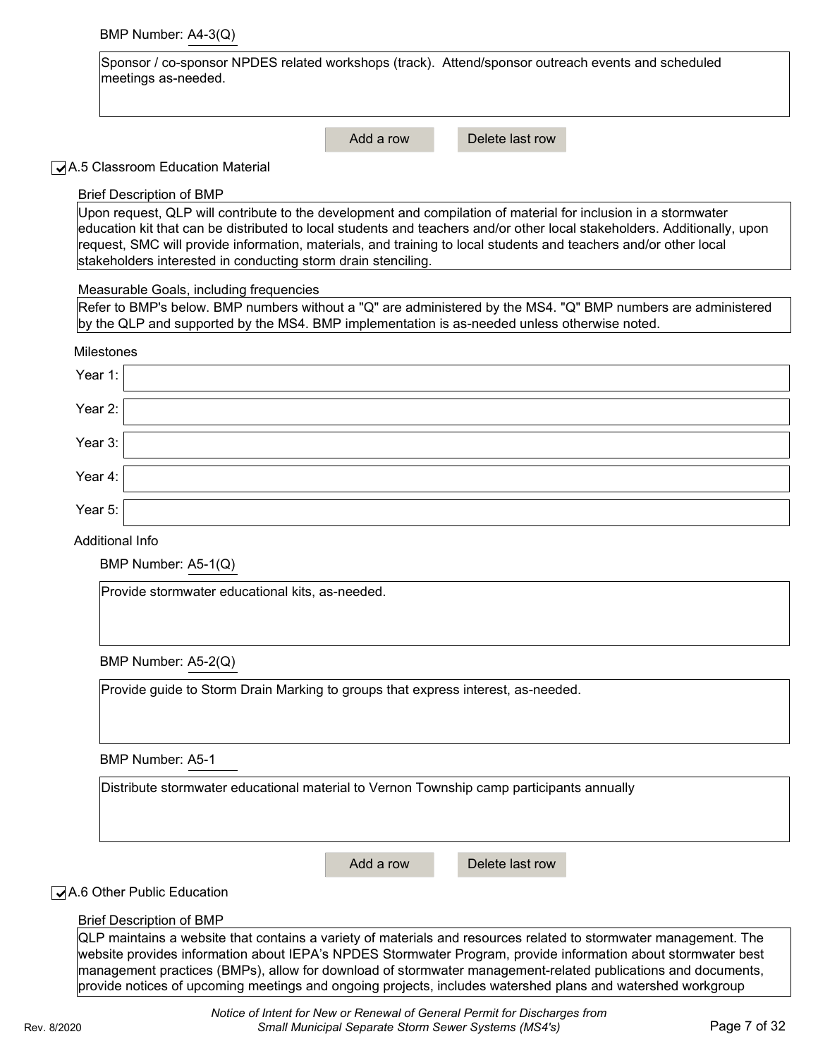BMP Number: A4-3(Q)

Sponsor / co-sponsor NPDES related workshops (track). Attend/sponsor outreach events and scheduled meetings as-needed.

☑ A.5 Classroom Education Material

Brief Description of BMP

Upon request, QLP will contribute to the development and compilation of material for inclusion in a stormwater education kit that can be distributed to local students and teachers and/or other local stakeholders. Additionally, upon request, SMC will provide information, materials, and training to local students and teachers and/or other local stakeholders interested in conducting storm drain stenciling.

Measurable Goals, including frequencies

Refer to BMP's below. BMP numbers without a "Q" are administered by the MS4. "Q" BMP numbers are administered by the QLP and supported by the MS4. BMP implementation is as-needed unless otherwise noted.

Milestones

Year 1:

Year 2:

Year 3:

Year 4:

Year 5:

Additional Info

BMP Number: A5-1(Q)

Provide stormwater educational kits, as-needed.

BMP Number: A5-2(Q)

Provide guide to Storm Drain Marking to groups that express interest, as-needed.

BMP Number: A5-1

Distribute stormwater educational material to Vernon Township camp participants annually

☑ A.6 Other Public Education

Brief Description of BMP

QLP maintains a website that contains a variety of materials and resources related to stormwater management. The website provides information about IEPA's NPDES Stormwater Program, provide information about stormwater best management practices (BMPs), allow for download of stormwater management-related publications and documents, provide notices of upcoming meetings and ongoing projects, includes watershed plans and watershed workgroup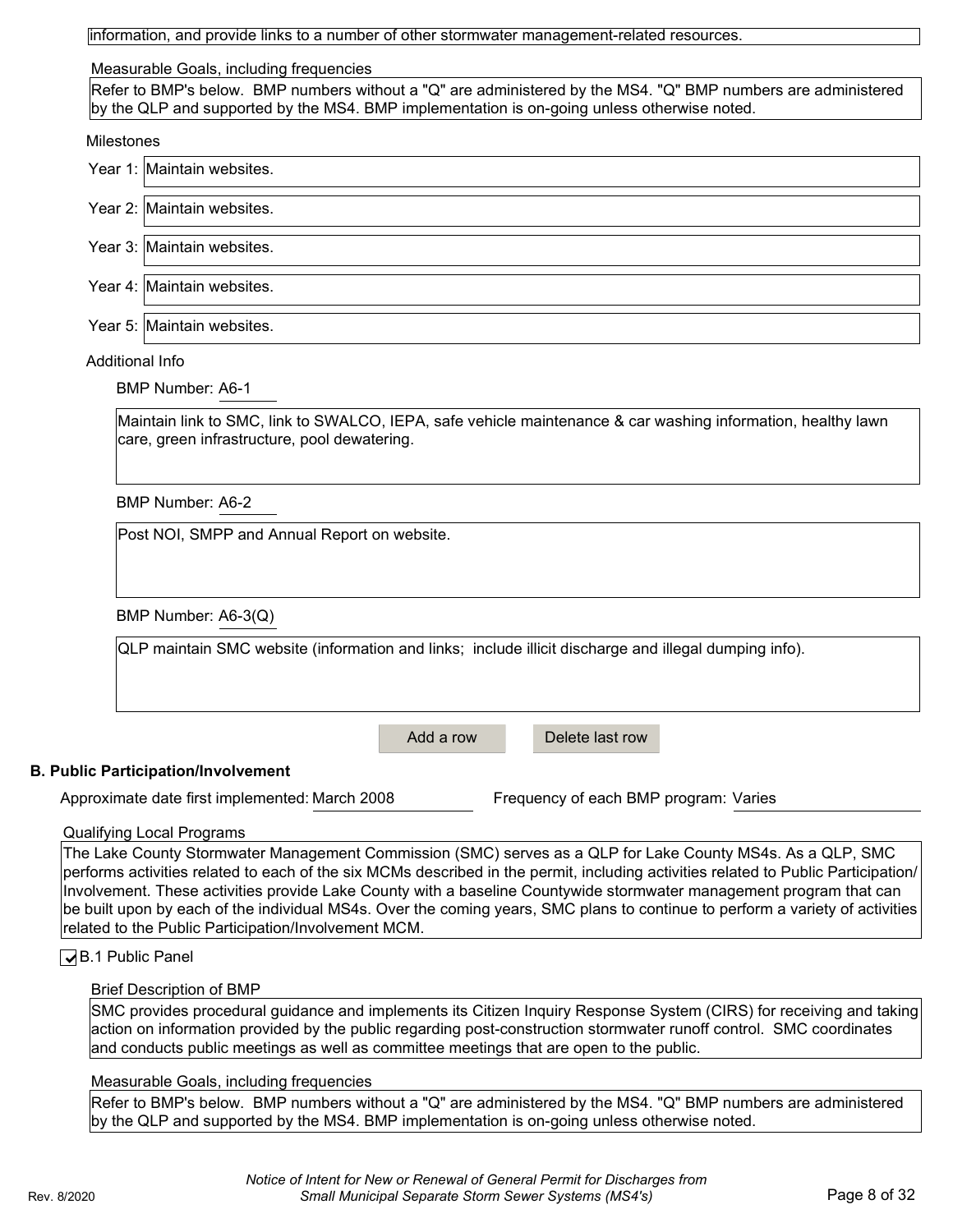information, and provide links to a number of other stormwater management-related resources.

Measurable Goals, including frequencies

Refer to BMP's below. BMP numbers without a "Q" are administered by the MS4. "Q" BMP numbers are administered by the QLP and supported by the MS4. BMP implementation is on-going unless otherwise noted.

Milestones

Year 1: Maintain websites.

Year 2: Maintain websites.

Year 3: Maintain websites.

Year 4: Maintain websites.

Year 5: Maintain websites.

Additional Info

BMP Number: A6-1

Maintain link to SMC, link to SWALCO, IEPA, safe vehicle maintenance & car washing information, healthy lawn care, green infrastructure, pool dewatering.

BMP Number: A6-2

Post NOI, SMPP and Annual Report on website.

BMP Number: A6-3(Q)

QLP maintain SMC website (information and links; include illicit discharge and illegal dumping info).

Add a row | Delete last row

## B. Public Participation/Involvement

Approximate date first implemented: March 2008 | Frequency of each BMP program: Varies

Qualifying Local Programs

The Lake County Stormwater Management Commission (SMC) serves as a QLP for Lake County MS4s. As a QLP, SMC performs activities related to each of the six MCMs described in the permit, including activities related to Public Participation/Involvement. These activities provide Lake County with a baseline Countywide stormwater management program that can be built upon by each of the individual MS4s. Over the coming years, SMC plans to continue to perform a variety of activities related to the Public Participation/Involvement MCM.

☑ B.1 Public Panel

Brief Description of BMP

SMC provides procedural guidance and implements its Citizen Inquiry Response System (CIRS) for receiving and taking action on information provided by the public regarding post-construction stormwater runoff control. SMC coordinates and conducts public meetings as well as committee meetings that are open to the public.

Measurable Goals, including frequencies

Refer to BMP's below. BMP numbers without a "Q" are administered by the MS4. "Q" BMP numbers are administered by the QLP and supported by the MS4. BMP implementation is on-going unless otherwise noted.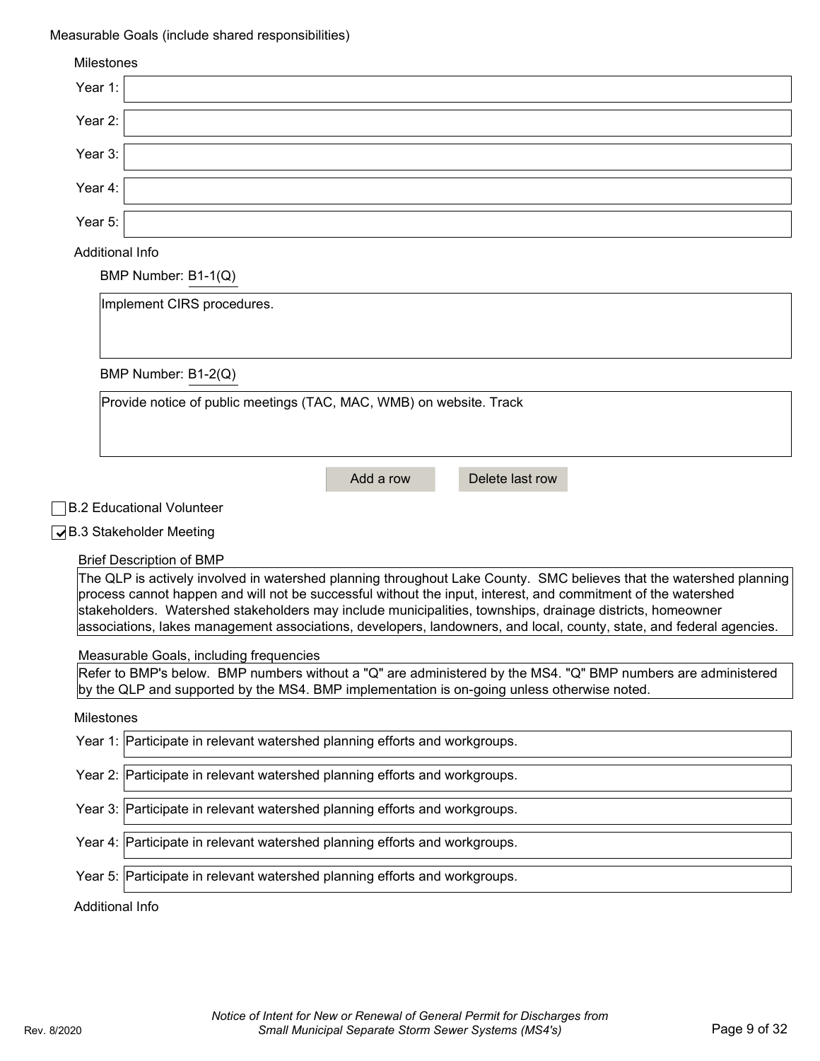Measurable Goals (include shared responsibilities)

Milestones

Year 1:

Year 2:

Year 3:

Year 4:

Year 5:

Additional Info

BMP Number: B1-1(Q)

Implement CIRS procedures.

BMP Number: B1-2(Q)

Provide notice of public meetings (TAC, MAC, WMB) on website. Track

Add a row | Delete last row

☐ B.2 Educational Volunteer

☑ B.3 Stakeholder Meeting

Brief Description of BMP

The QLP is actively involved in watershed planning throughout Lake County. SMC believes that the watershed planning process cannot happen and will not be successful without the input, interest, and commitment of the watershed stakeholders. Watershed stakeholders may include municipalities, townships, drainage districts, homeowner associations, lakes management associations, developers, landowners, and local, county, state, and federal agencies.

Measurable Goals, including frequencies

Refer to BMP's below. BMP numbers without a "Q" are administered by the MS4. "Q" BMP numbers are administered by the QLP and supported by the MS4. BMP implementation is on-going unless otherwise noted.

Milestones

Year 1: Participate in relevant watershed planning efforts and workgroups.

Year 2: Participate in relevant watershed planning efforts and workgroups.

Year 3: Participate in relevant watershed planning efforts and workgroups.

Year 4: Participate in relevant watershed planning efforts and workgroups.

Year 5: Participate in relevant watershed planning efforts and workgroups.

Additional Info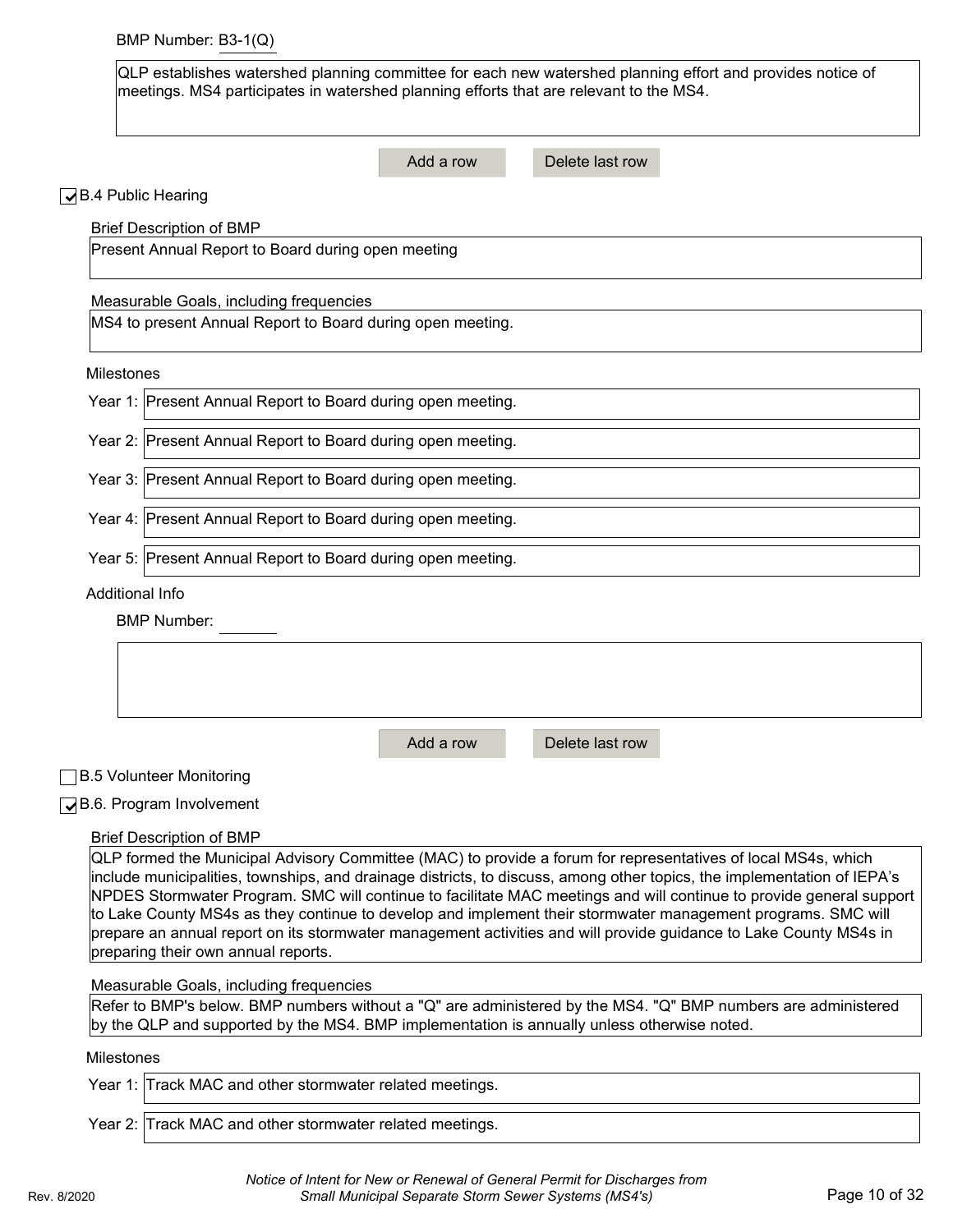BMP Number: B3-1(Q)

QLP establishes watershed planning committee for each new watershed planning effort and provides notice of meetings. MS4 participates in watershed planning efforts that are relevant to the MS4.

Add a row | Delete last row

☑ B.4 Public Hearing

Brief Description of BMP

Present Annual Report to Board during open meeting

Measurable Goals, including frequencies

MS4 to present Annual Report to Board during open meeting.

Milestones

Year 1: Present Annual Report to Board during open meeting.

Year 2: Present Annual Report to Board during open meeting.

Year 3: Present Annual Report to Board during open meeting.

Year 4: Present Annual Report to Board during open meeting.

Year 5: Present Annual Report to Board during open meeting.

Additional Info

BMP Number:

Add a row | Delete last row

☐ B.5 Volunteer Monitoring

☑ B.6. Program Involvement

Brief Description of BMP

QLP formed the Municipal Advisory Committee (MAC) to provide a forum for representatives of local MS4s, which include municipalities, townships, and drainage districts, to discuss, among other topics, the implementation of IEPA's NPDES Stormwater Program. SMC will continue to facilitate MAC meetings and will continue to provide general support to Lake County MS4s as they continue to develop and implement their stormwater management programs. SMC will prepare an annual report on its stormwater management activities and will provide guidance to Lake County MS4s in preparing their own annual reports.

Measurable Goals, including frequencies

Refer to BMP's below. BMP numbers without a "Q" are administered by the MS4. "Q" BMP numbers are administered by the QLP and supported by the MS4. BMP implementation is annually unless otherwise noted.

Milestones

Year 1: Track MAC and other stormwater related meetings.

Year 2: Track MAC and other stormwater related meetings.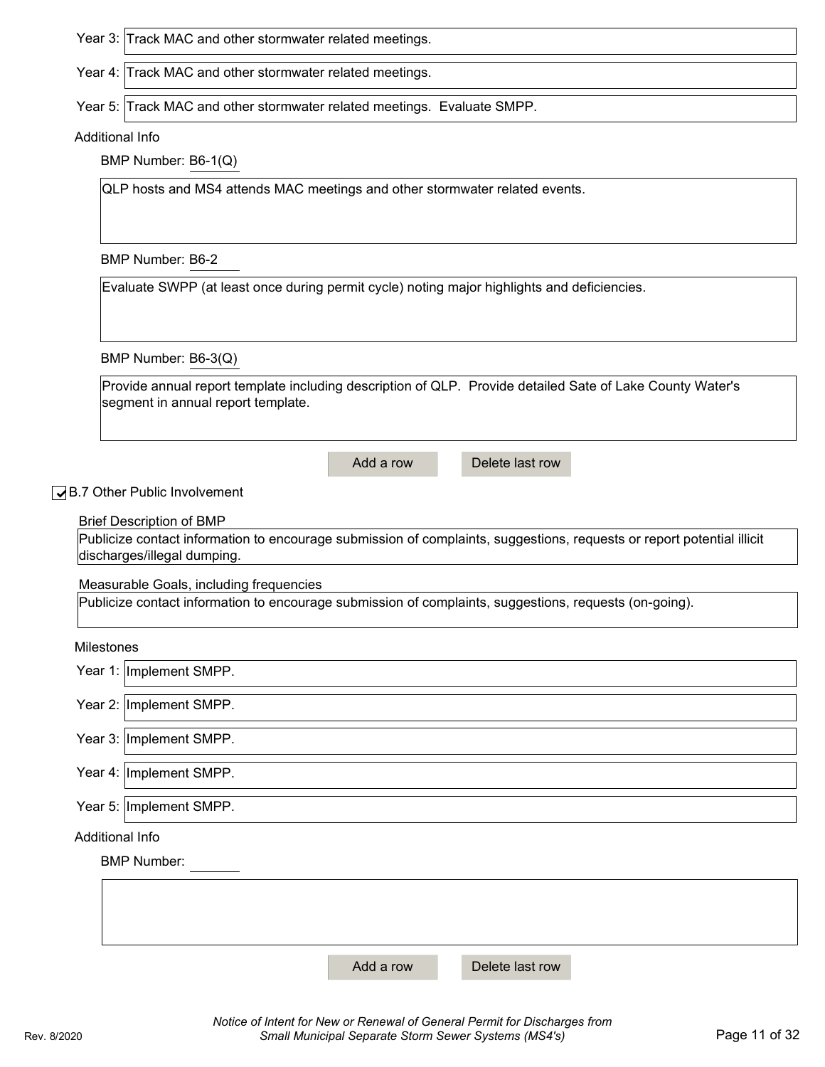Year 3: Track MAC and other stormwater related meetings.

Year 4: Track MAC and other stormwater related meetings.

Year 5: Track MAC and other stormwater related meetings. Evaluate SMPP.

Additional Info

BMP Number: B6-1(Q)

QLP hosts and MS4 attends MAC meetings and other stormwater related events.

BMP Number: B6-2

Evaluate SWPP (at least once during permit cycle) noting major highlights and deficiencies.

BMP Number: B6-3(Q)

Provide annual report template including description of QLP. Provide detailed Sate of Lake County Water's segment in annual report template.

☑ B.7 Other Public Involvement

Brief Description of BMP

Publicize contact information to encourage submission of complaints, suggestions, requests or report potential illicit discharges/illegal dumping.

Measurable Goals, including frequencies

Publicize contact information to encourage submission of complaints, suggestions, requests (on-going).

Milestones

Year 1: Implement SMPP.

Year 2: Implement SMPP.

Year 3: Implement SMPP.

Year 4: Implement SMPP.

Year 5: Implement SMPP.

Additional Info

BMP Number: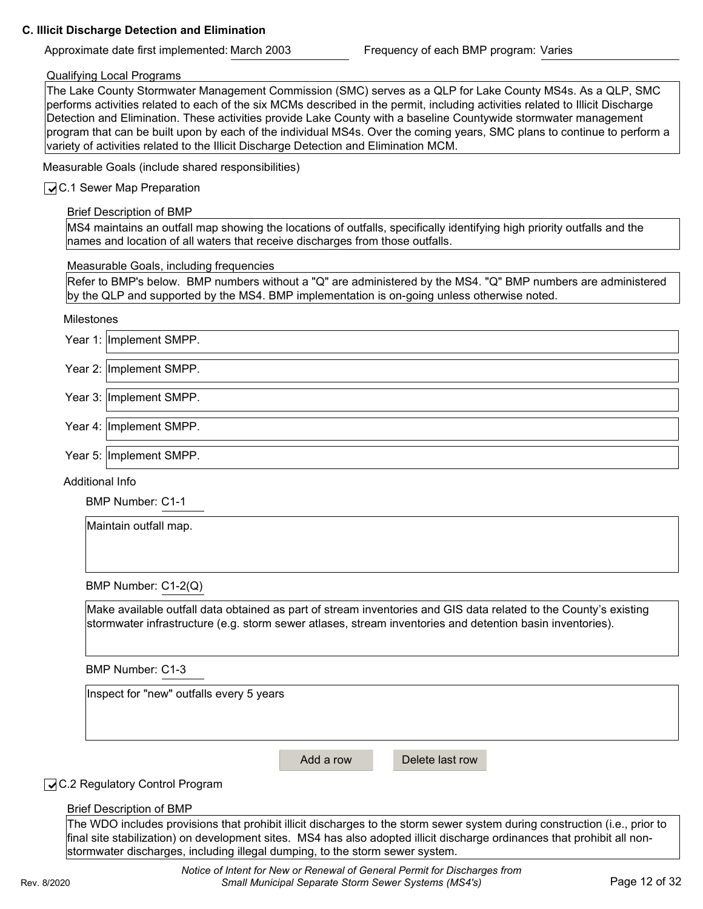**C. Illicit Discharge Detection and Elimination**

Approximate date first implemented: March 2003

Frequency of each BMP program: Varies

Qualifying Local Programs

The Lake County Stormwater Management Commission (SMC) serves as a QLP for Lake County MS4s. As a QLP, SMC performs activities related to each of the six MCMs described in the permit, including activities related to Illicit Discharge Detection and Elimination. These activities provide Lake County with a baseline Countywide stormwater management program that can be built upon by each of the individual MS4s. Over the coming years, SMC plans to continue to perform a variety of activities related to the Illicit Discharge Detection and Elimination MCM.

Measurable Goals (include shared responsibilities)

☑ C.1 Sewer Map Preparation

Brief Description of BMP

MS4 maintains an outfall map showing the locations of outfalls, specifically identifying high priority outfalls and the names and location of all waters that receive discharges from those outfalls.

Measurable Goals, including frequencies

Refer to BMP's below. BMP numbers without a "Q" are administered by the MS4. "Q" BMP numbers are administered by the QLP and supported by the MS4. BMP implementation is on-going unless otherwise noted.

Milestones

Year 1: Implement SMPP.

Year 2: Implement SMPP.

Year 3: Implement SMPP.

Year 4: Implement SMPP.

Year 5: Implement SMPP.

Additional Info

BMP Number: C1-1

Maintain outfall map.

BMP Number: C1-2(Q)

Make available outfall data obtained as part of stream inventories and GIS data related to the County's existing stormwater infrastructure (e.g. storm sewer atlases, stream inventories and detention basin inventories).

BMP Number: C1-3

Inspect for "new" outfalls every 5 years

☑ C.2 Regulatory Control Program

Brief Description of BMP

The WDO includes provisions that prohibit illicit discharges to the storm sewer system during construction (i.e., prior to final site stabilization) on development sites. MS4 has also adopted illicit discharge ordinances that prohibit all non-stormwater discharges, including illegal dumping, to the storm sewer system.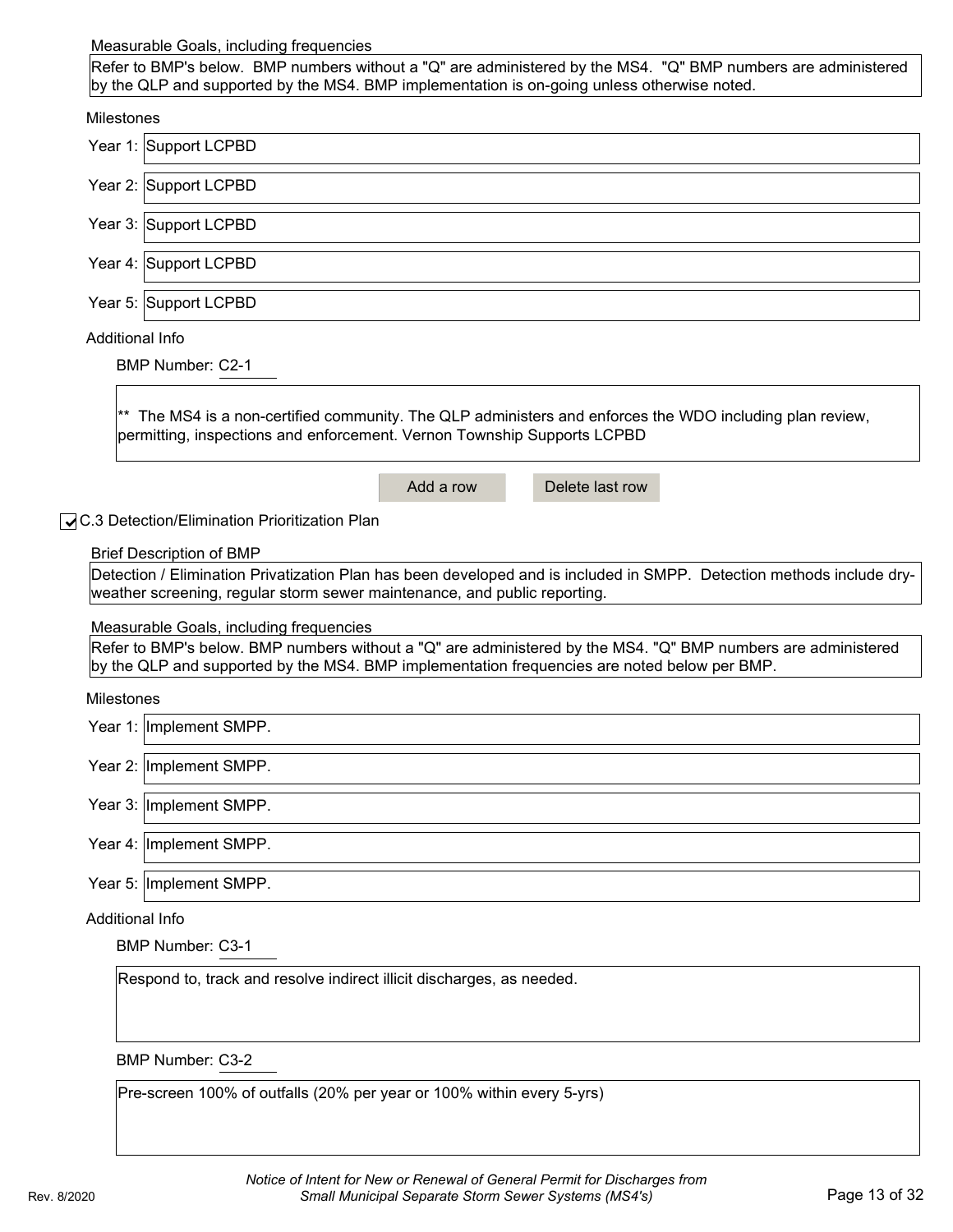Measurable Goals, including frequencies

Refer to BMP's below. BMP numbers without a "Q" are administered by the MS4. "Q" BMP numbers are administered by the QLP and supported by the MS4. BMP implementation is on-going unless otherwise noted.

Milestones

- Year 1: Support LCPBD
- Year 2: Support LCPBD
- Year 3: Support LCPBD
- Year 4: Support LCPBD
- Year 5: Support LCPBD

Additional Info

BMP Number: C2-1

** The MS4 is a non-certified community. The QLP administers and enforces the WDO including plan review, permitting, inspections and enforcement. Vernon Township Supports LCPBD

Add a row | Delete last row

☑ C.3 Detection/Elimination Prioritization Plan

Brief Description of BMP

Detection / Elimination Privatization Plan has been developed and is included in SMPP. Detection methods include dry-weather screening, regular storm sewer maintenance, and public reporting.

Measurable Goals, including frequencies

Refer to BMP's below. BMP numbers without a "Q" are administered by the MS4. "Q" BMP numbers are administered by the QLP and supported by the MS4. BMP implementation frequencies are noted below per BMP.

Milestones

- Year 1: Implement SMPP.
- Year 2: Implement SMPP.
- Year 3: Implement SMPP.
- Year 4: Implement SMPP.
- Year 5: Implement SMPP.

Additional Info

BMP Number: C3-1

Respond to, track and resolve indirect illicit discharges, as needed.

BMP Number: C3-2

Pre-screen 100% of outfalls (20% per year or 100% within every 5-yrs)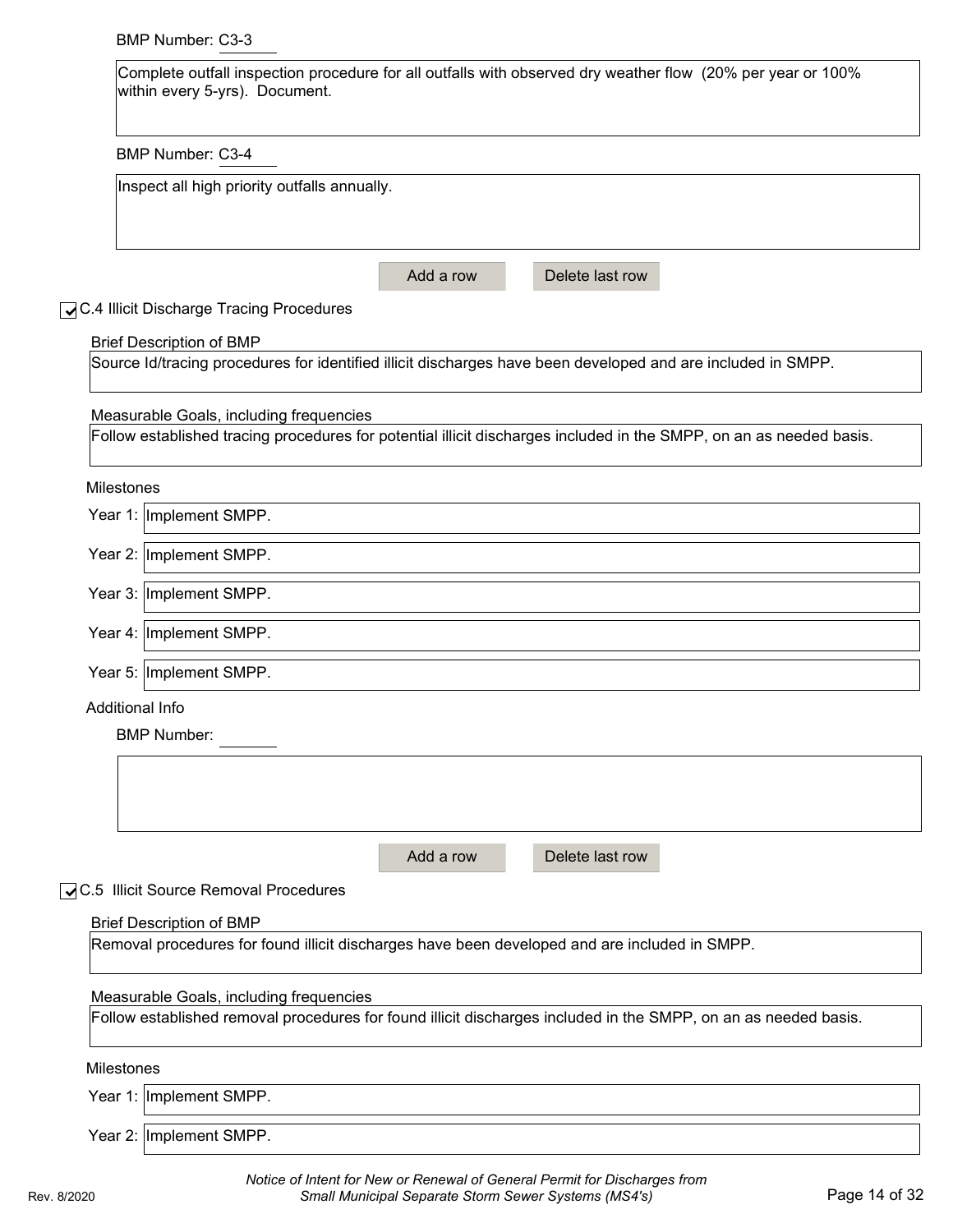BMP Number: C3-3

Complete outfall inspection procedure for all outfalls with observed dry weather flow (20% per year or 100% within every 5-yrs). Document.

BMP Number: C3-4

Inspect all high priority outfalls annually.

Add a row | Delete last row

☑ C.4 Illicit Discharge Tracing Procedures

Brief Description of BMP

Source Id/tracing procedures for identified illicit discharges have been developed and are included in SMPP.

Measurable Goals, including frequencies

Follow established tracing procedures for potential illicit discharges included in the SMPP, on an as needed basis.

Milestones

Year 1: Implement SMPP.

Year 2: Implement SMPP.

Year 3: Implement SMPP.

Year 4: Implement SMPP.

Year 5: Implement SMPP.

Additional Info

BMP Number:

Add a row | Delete last row

☑ C.5 Illicit Source Removal Procedures

Brief Description of BMP

Removal procedures for found illicit discharges have been developed and are included in SMPP.

Measurable Goals, including frequencies

Follow established removal procedures for found illicit discharges included in the SMPP, on an as needed basis.

Milestones

Year 1: Implement SMPP.

Year 2: Implement SMPP.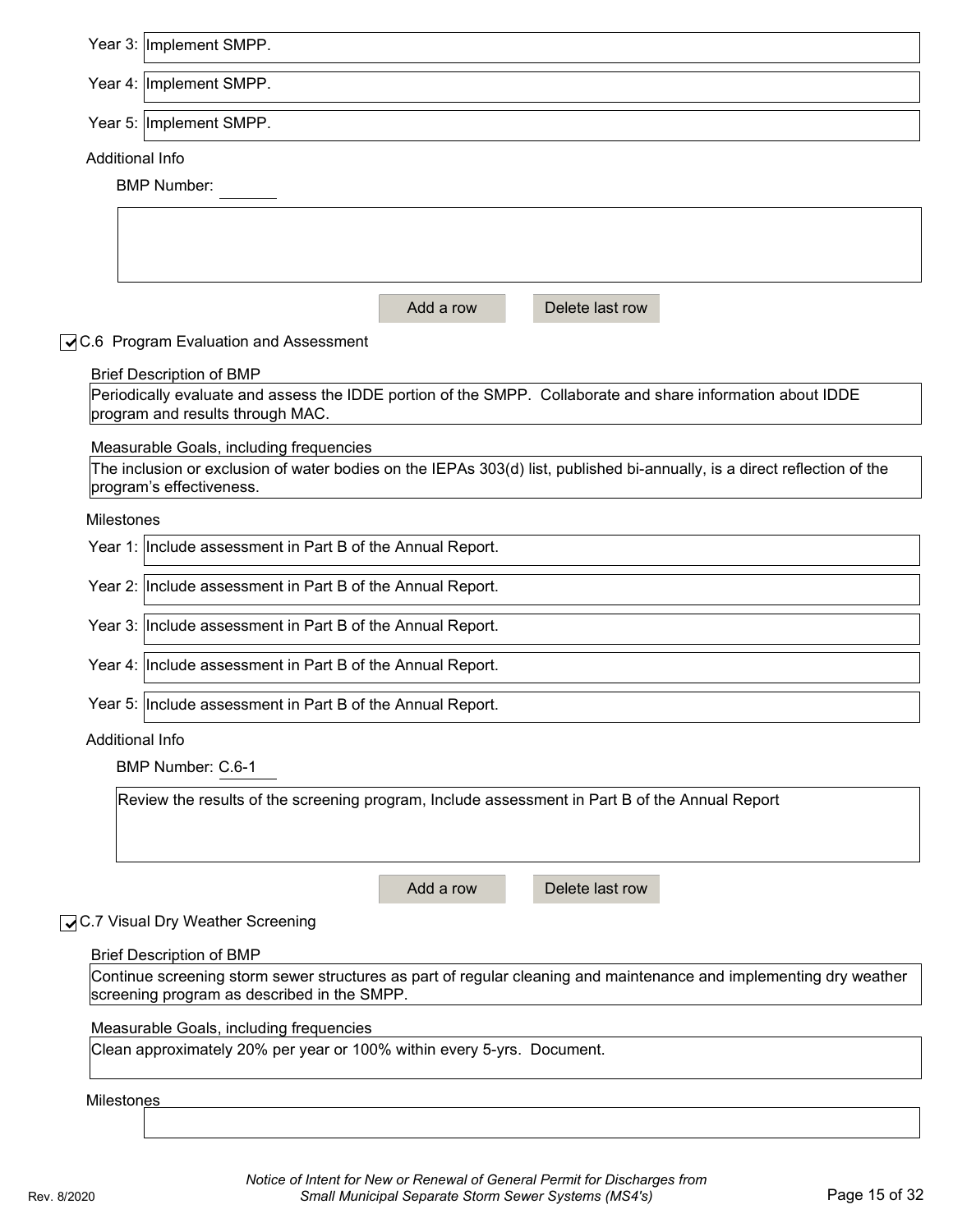Year 3: Implement SMPP.

Year 4: Implement SMPP.

Year 5: Implement SMPP.

Additional Info

BMP Number:

Add a row | Delete last row

☑ C.6 Program Evaluation and Assessment

Brief Description of BMP

Periodically evaluate and assess the IDDE portion of the SMPP. Collaborate and share information about IDDE program and results through MAC.

Measurable Goals, including frequencies

The inclusion or exclusion of water bodies on the IEPAs 303(d) list, published bi-annually, is a direct reflection of the program's effectiveness.

Milestones

Year 1: Include assessment in Part B of the Annual Report.

Year 2: Include assessment in Part B of the Annual Report.

Year 3: Include assessment in Part B of the Annual Report.

Year 4: Include assessment in Part B of the Annual Report.

Year 5: Include assessment in Part B of the Annual Report.

Additional Info

BMP Number: C.6-1

Review the results of the screening program, Include assessment in Part B of the Annual Report

Add a row | Delete last row

☑ C.7 Visual Dry Weather Screening

Brief Description of BMP

Continue screening storm sewer structures as part of regular cleaning and maintenance and implementing dry weather screening program as described in the SMPP.

Measurable Goals, including frequencies

Clean approximately 20% per year or 100% within every 5-yrs. Document.

Milestones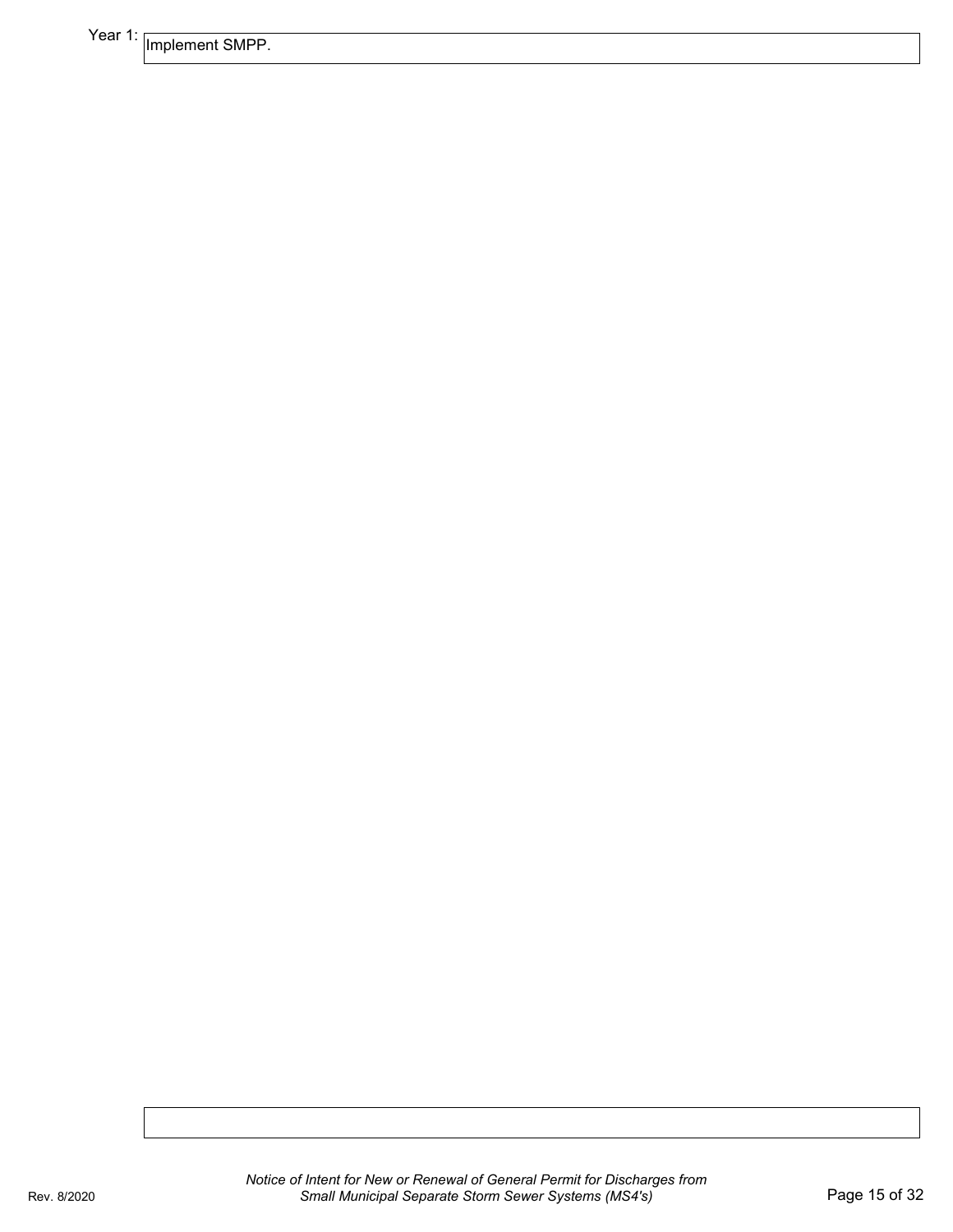Year 1: Implement SMPP.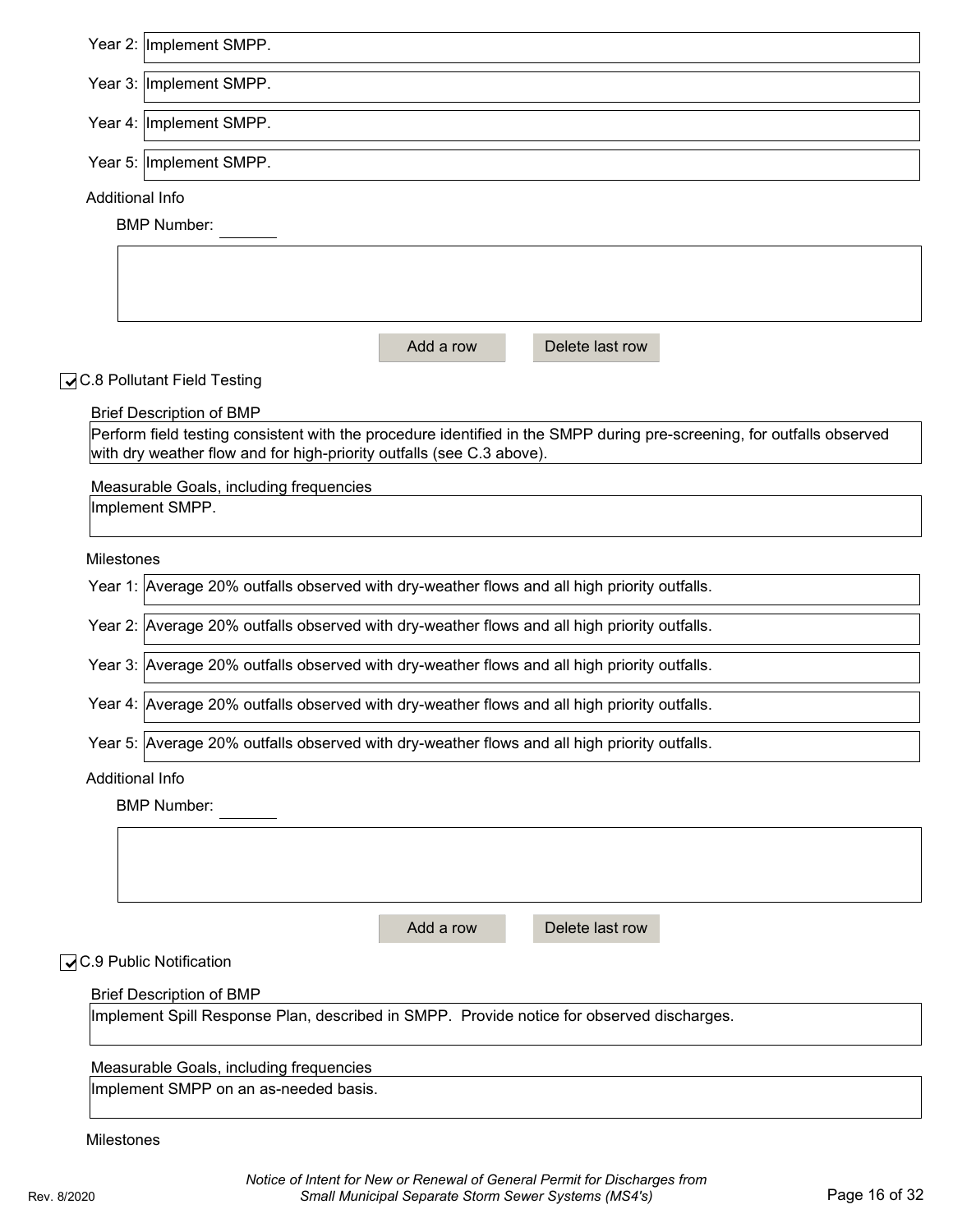Year 2: Implement SMPP.

Year 3: Implement SMPP.

Year 4: Implement SMPP.

Year 5: Implement SMPP.

Additional Info

BMP Number: 

Add a row | Delete last row

☑ C.8 Pollutant Field Testing

Brief Description of BMP

Perform field testing consistent with the procedure identified in the SMPP during pre-screening, for outfalls observed with dry weather flow and for high-priority outfalls (see C.3 above).

Measurable Goals, including frequencies

Implement SMPP.

Milestones

Year 1: Average 20% outfalls observed with dry-weather flows and all high priority outfalls.

Year 2: Average 20% outfalls observed with dry-weather flows and all high priority outfalls.

Year 3: Average 20% outfalls observed with dry-weather flows and all high priority outfalls.

Year 4: Average 20% outfalls observed with dry-weather flows and all high priority outfalls.

Year 5: Average 20% outfalls observed with dry-weather flows and all high priority outfalls.

Additional Info

BMP Number: 

Add a row | Delete last row

☑ C.9 Public Notification

Brief Description of BMP

Implement Spill Response Plan, described in SMPP. Provide notice for observed discharges.

Measurable Goals, including frequencies

Implement SMPP on an as-needed basis.

Milestones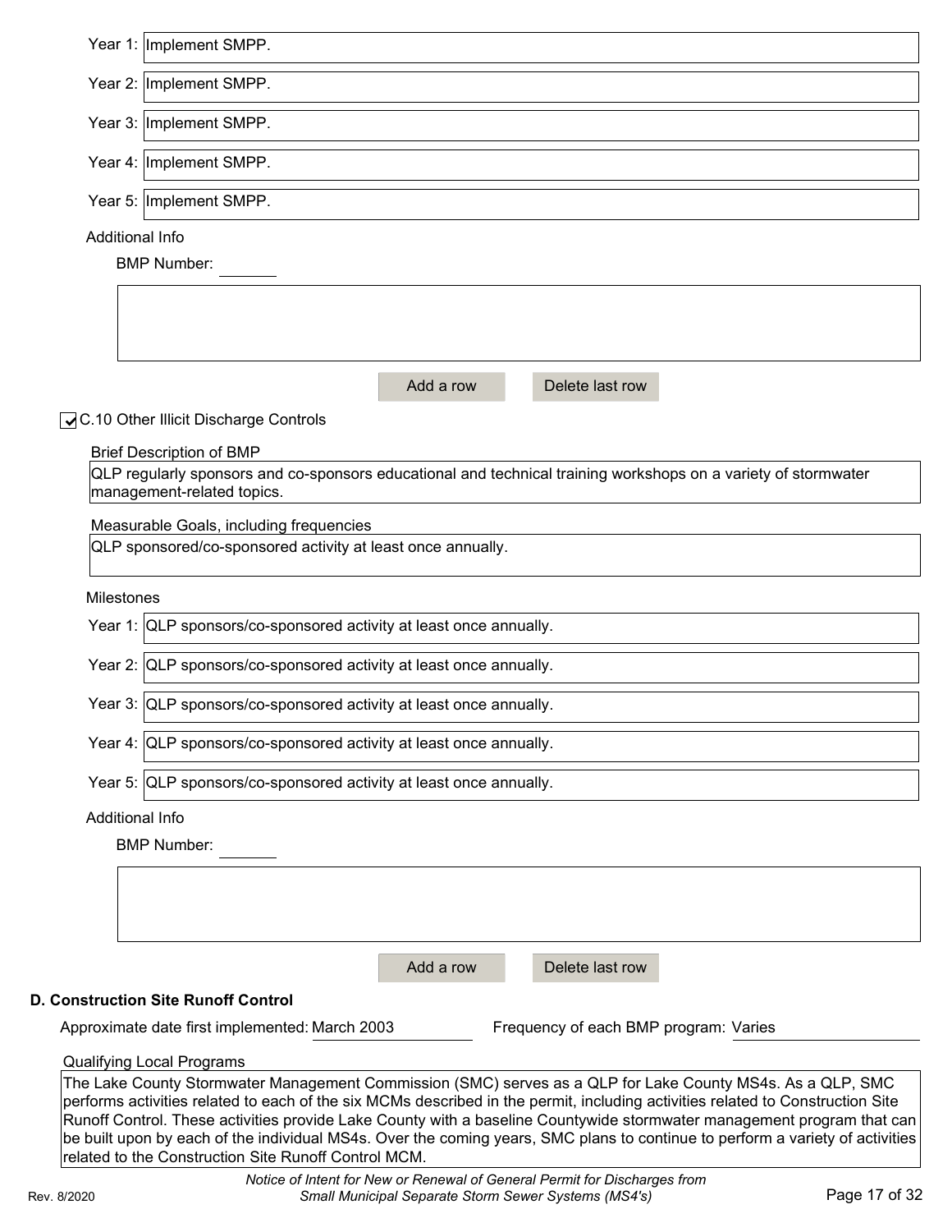Year 1: Implement SMPP.

Year 2: Implement SMPP.

Year 3: Implement SMPP.

Year 4: Implement SMPP.

Year 5: Implement SMPP.

Additional Info

BMP Number:

☑ C.10 Other Illicit Discharge Controls

Brief Description of BMP

QLP regularly sponsors and co-sponsors educational and technical training workshops on a variety of stormwater management-related topics.

Measurable Goals, including frequencies

QLP sponsored/co-sponsored activity at least once annually.

Milestones

Year 1: QLP sponsors/co-sponsored activity at least once annually.

Year 2: QLP sponsors/co-sponsored activity at least once annually.

Year 3: QLP sponsors/co-sponsored activity at least once annually.

Year 4: QLP sponsors/co-sponsored activity at least once annually.

Year 5: QLP sponsors/co-sponsored activity at least once annually.

Additional Info

BMP Number:

**D. Construction Site Runoff Control**

Approximate date first implemented: March 2003

Frequency of each BMP program: Varies

Qualifying Local Programs

The Lake County Stormwater Management Commission (SMC) serves as a QLP for Lake County MS4s. As a QLP, SMC performs activities related to each of the six MCMs described in the permit, including activities related to Construction Site Runoff Control. These activities provide Lake County with a baseline Countywide stormwater management program that can be built upon by each of the individual MS4s. Over the coming years, SMC plans to continue to perform a variety of activities related to the Construction Site Runoff Control MCM.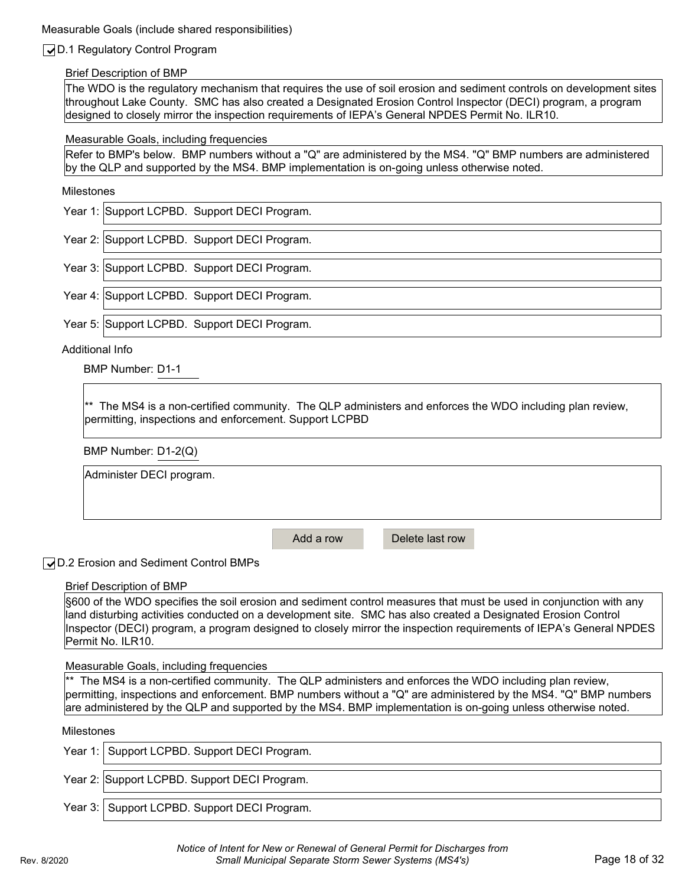Measurable Goals (include shared responsibilities)

☑ D.1 Regulatory Control Program

Brief Description of BMP

The WDO is the regulatory mechanism that requires the use of soil erosion and sediment controls on development sites throughout Lake County. SMC has also created a Designated Erosion Control Inspector (DECI) program, a program designed to closely mirror the inspection requirements of IEPA's General NPDES Permit No. ILR10.

Measurable Goals, including frequencies

Refer to BMP's below. BMP numbers without a "Q" are administered by the MS4. "Q" BMP numbers are administered by the QLP and supported by the MS4. BMP implementation is on-going unless otherwise noted.

Milestones

Year 1: Support LCPBD. Support DECI Program.

Year 2: Support LCPBD. Support DECI Program.

Year 3: Support LCPBD. Support DECI Program.

Year 4: Support LCPBD. Support DECI Program.

Year 5: Support LCPBD. Support DECI Program.

Additional Info

BMP Number: D1-1

** The MS4 is a non-certified community. The QLP administers and enforces the WDO including plan review, permitting, inspections and enforcement. Support LCPBD

BMP Number: D1-2(Q)

Administer DECI program.

☑ D.2 Erosion and Sediment Control BMPs

Brief Description of BMP

§600 of the WDO specifies the soil erosion and sediment control measures that must be used in conjunction with any land disturbing activities conducted on a development site. SMC has also created a Designated Erosion Control Inspector (DECI) program, a program designed to closely mirror the inspection requirements of IEPA's General NPDES Permit No. ILR10.

Measurable Goals, including frequencies

** The MS4 is a non-certified community. The QLP administers and enforces the WDO including plan review, permitting, inspections and enforcement. BMP numbers without a "Q" are administered by the MS4. "Q" BMP numbers are administered by the QLP and supported by the MS4. BMP implementation is on-going unless otherwise noted.

Milestones

Year 1: Support LCPBD. Support DECI Program.

Year 2: Support LCPBD. Support DECI Program.

Year 3: Support LCPBD. Support DECI Program.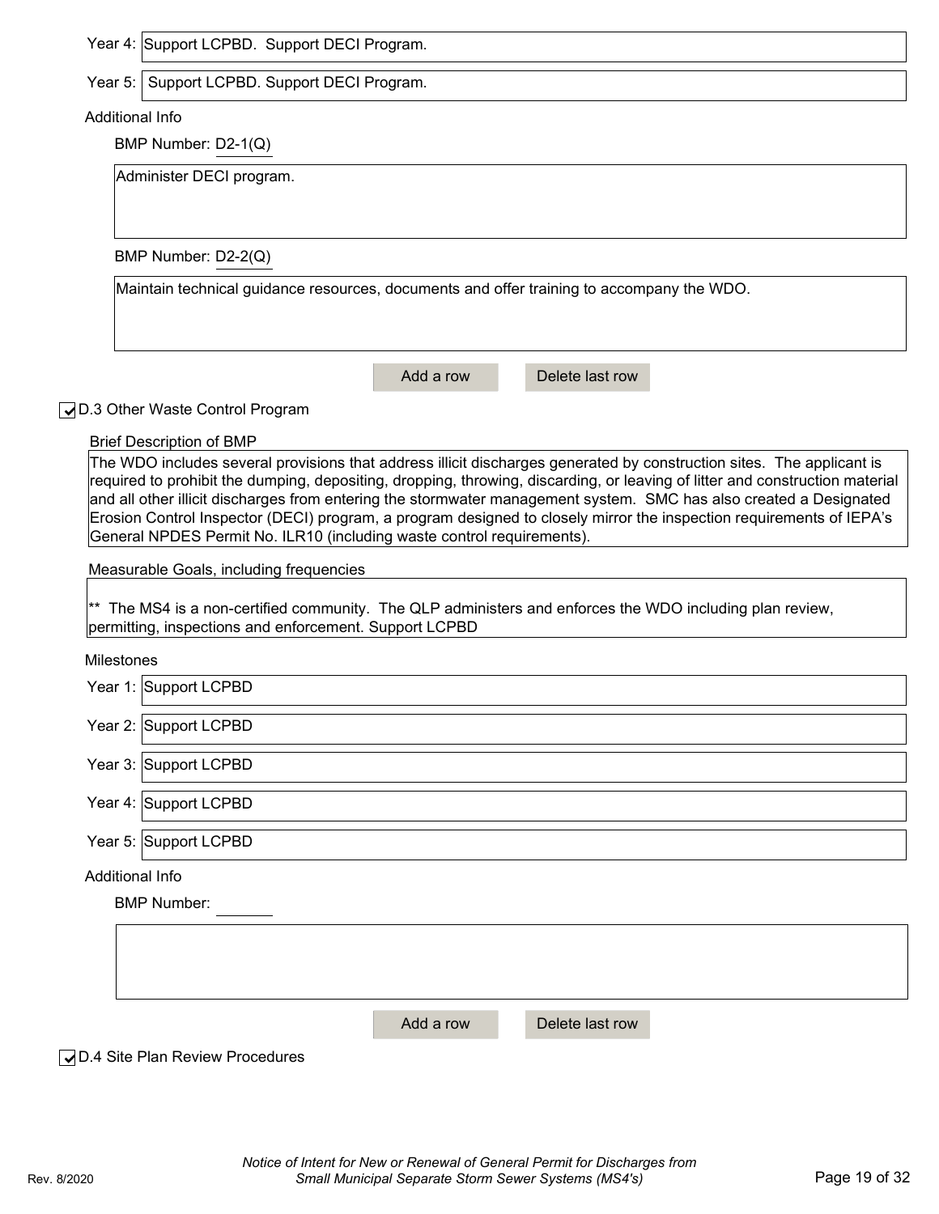Year 4: Support LCPBD. Support DECI Program.

Year 5: Support LCPBD. Support DECI Program.

Additional Info

BMP Number: D2-1(Q)

Administer DECI program.

BMP Number: D2-2(Q)

Maintain technical guidance resources, documents and offer training to accompany the WDO.

Add a row | Delete last row

☑ D.3 Other Waste Control Program

Brief Description of BMP

The WDO includes several provisions that address illicit discharges generated by construction sites. The applicant is required to prohibit the dumping, depositing, dropping, throwing, discarding, or leaving of litter and construction material and all other illicit discharges from entering the stormwater management system. SMC has also created a Designated Erosion Control Inspector (DECI) program, a program designed to closely mirror the inspection requirements of IEPA's General NPDES Permit No. ILR10 (including waste control requirements).

Measurable Goals, including frequencies

** The MS4 is a non-certified community. The QLP administers and enforces the WDO including plan review, permitting, inspections and enforcement. Support LCPBD

Milestones

Year 1: Support LCPBD

Year 2: Support LCPBD

Year 3: Support LCPBD

Year 4: Support LCPBD

Year 5: Support LCPBD

Additional Info

BMP Number:

Add a row | Delete last row

☑ D.4 Site Plan Review Procedures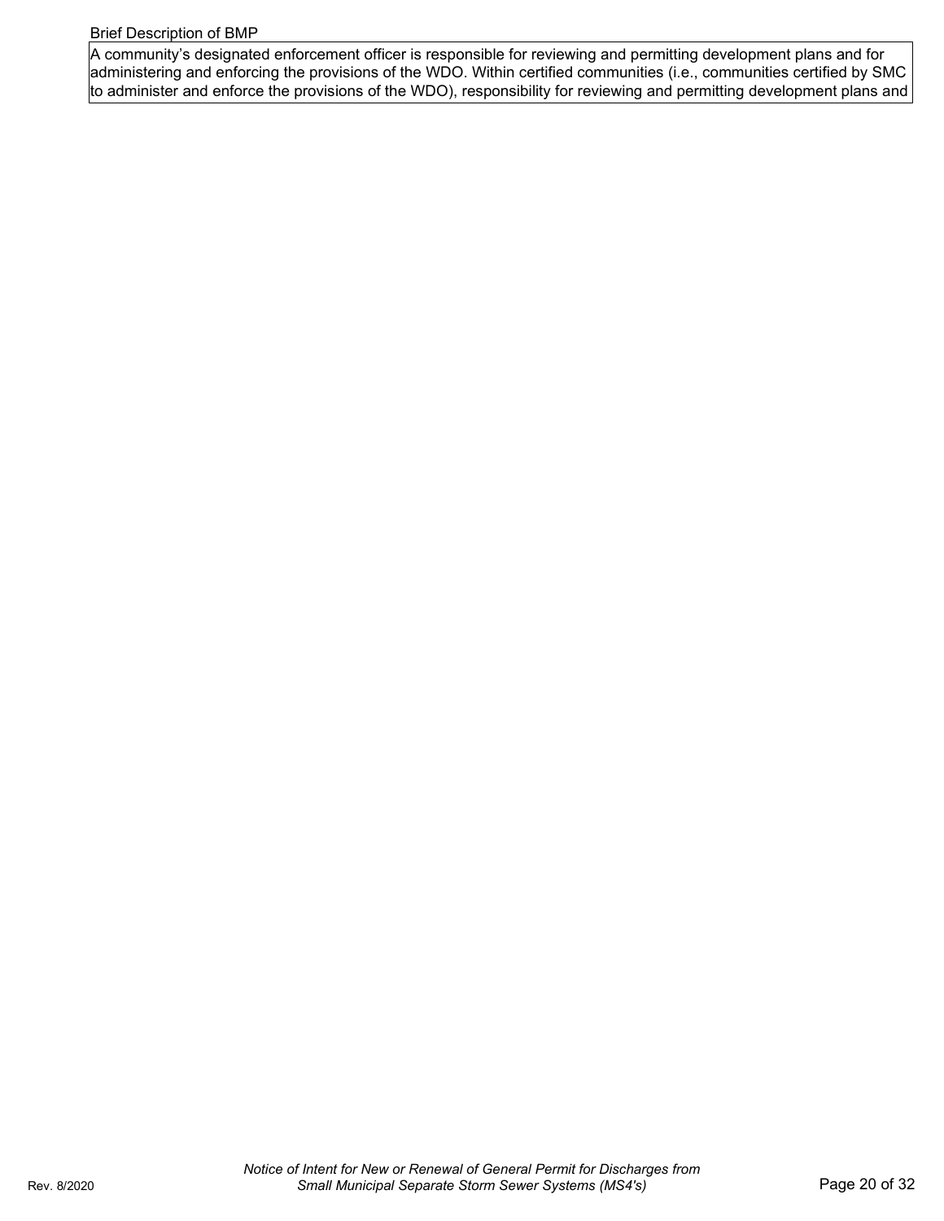Brief Description of BMP

| A community's designated enforcement officer is responsible for reviewing and permitting development plans and for administering and enforcing the provisions of the WDO. Within certified communities (i.e., communities certified by SMC to administer and enforce the provisions of the WDO), responsibility for reviewing and permitting development plans and |
|---|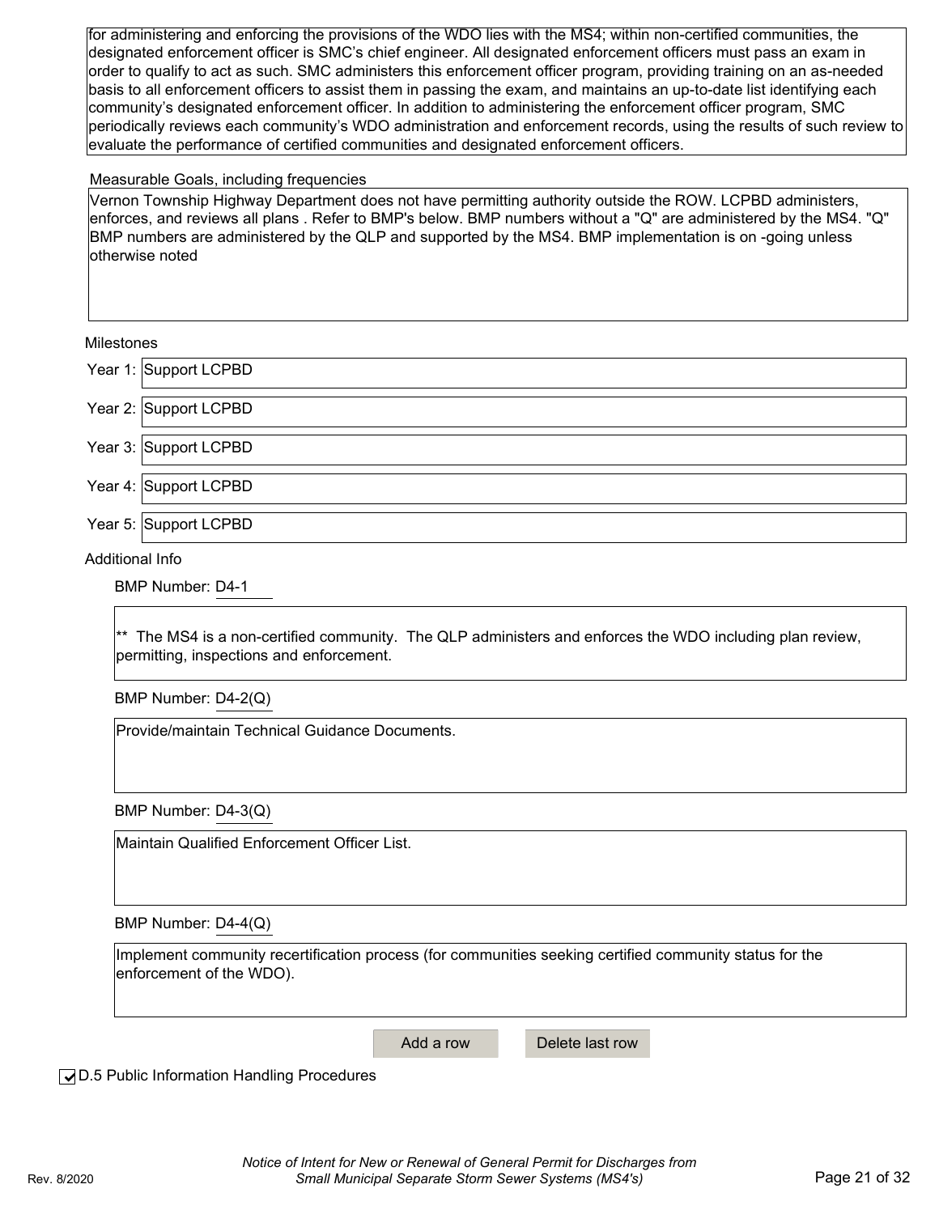for administering and enforcing the provisions of the WDO lies with the MS4; within non-certified communities, the designated enforcement officer is SMC's chief engineer. All designated enforcement officers must pass an exam in order to qualify to act as such. SMC administers this enforcement officer program, providing training on an as-needed basis to all enforcement officers to assist them in passing the exam, and maintains an up-to-date list identifying each community's designated enforcement officer. In addition to administering the enforcement officer program, SMC periodically reviews each community's WDO administration and enforcement records, using the results of such review to evaluate the performance of certified communities and designated enforcement officers.

Measurable Goals, including frequencies

Vernon Township Highway Department does not have permitting authority outside the ROW. LCPBD administers, enforces, and reviews all plans . Refer to BMP's below. BMP numbers without a "Q" are administered by the MS4. "Q" BMP numbers are administered by the QLP and supported by the MS4. BMP implementation is on -going unless otherwise noted

Milestones

Year 1: Support LCPBD

Year 2: Support LCPBD

Year 3: Support LCPBD

Year 4: Support LCPBD

Year 5: Support LCPBD

Additional Info

BMP Number: D4-1

** The MS4 is a non-certified community. The QLP administers and enforces the WDO including plan review, permitting, inspections and enforcement.

BMP Number: D4-2(Q)

Provide/maintain Technical Guidance Documents.

BMP Number: D4-3(Q)

Maintain Qualified Enforcement Officer List.

BMP Number: D4-4(Q)

Implement community recertification process (for communities seeking certified community status for the enforcement of the WDO).

☑ D.5 Public Information Handling Procedures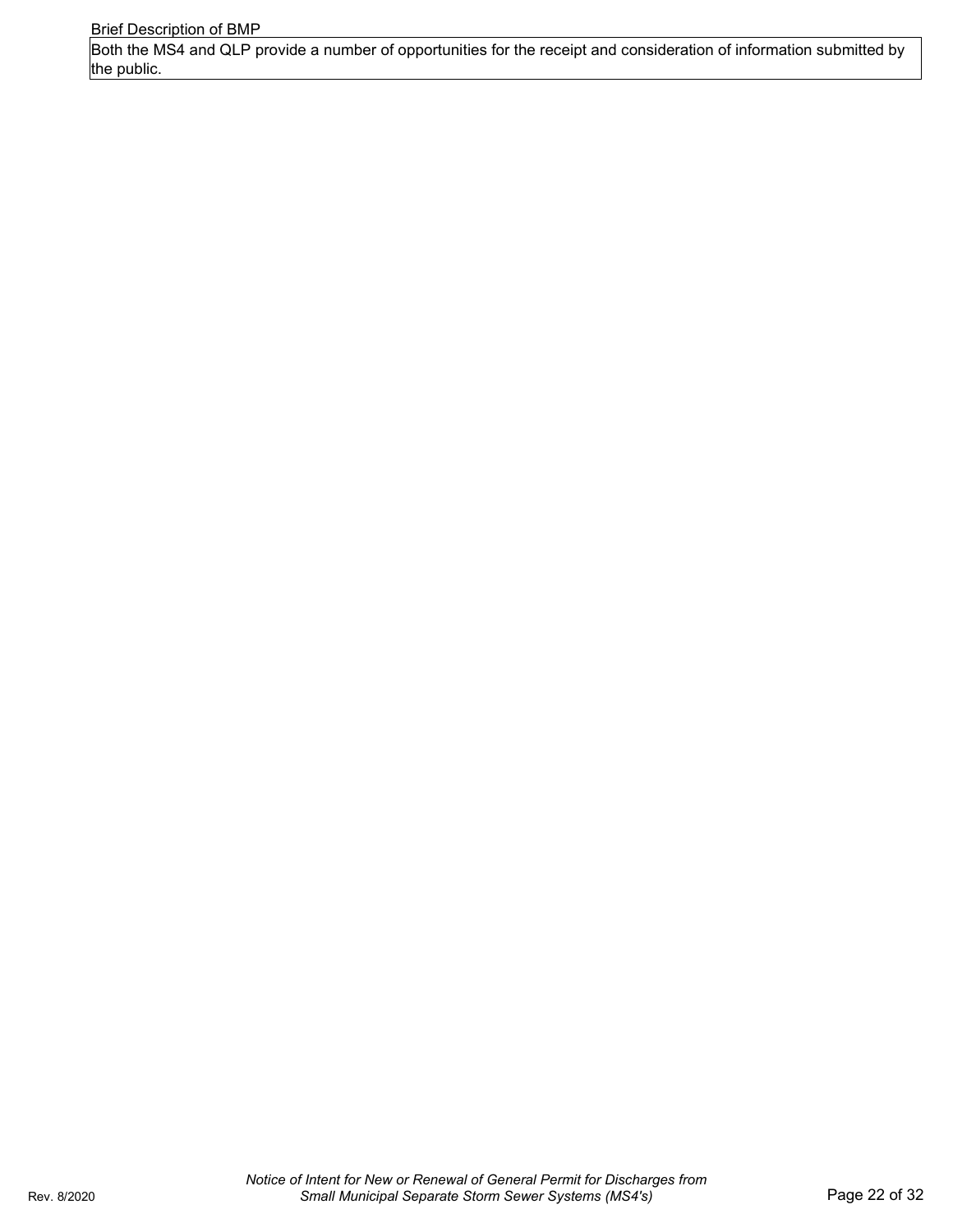Brief Description of BMP

| Both the MS4 and QLP provide a number of opportunities for the receipt and consideration of information submitted by the public. |
|---|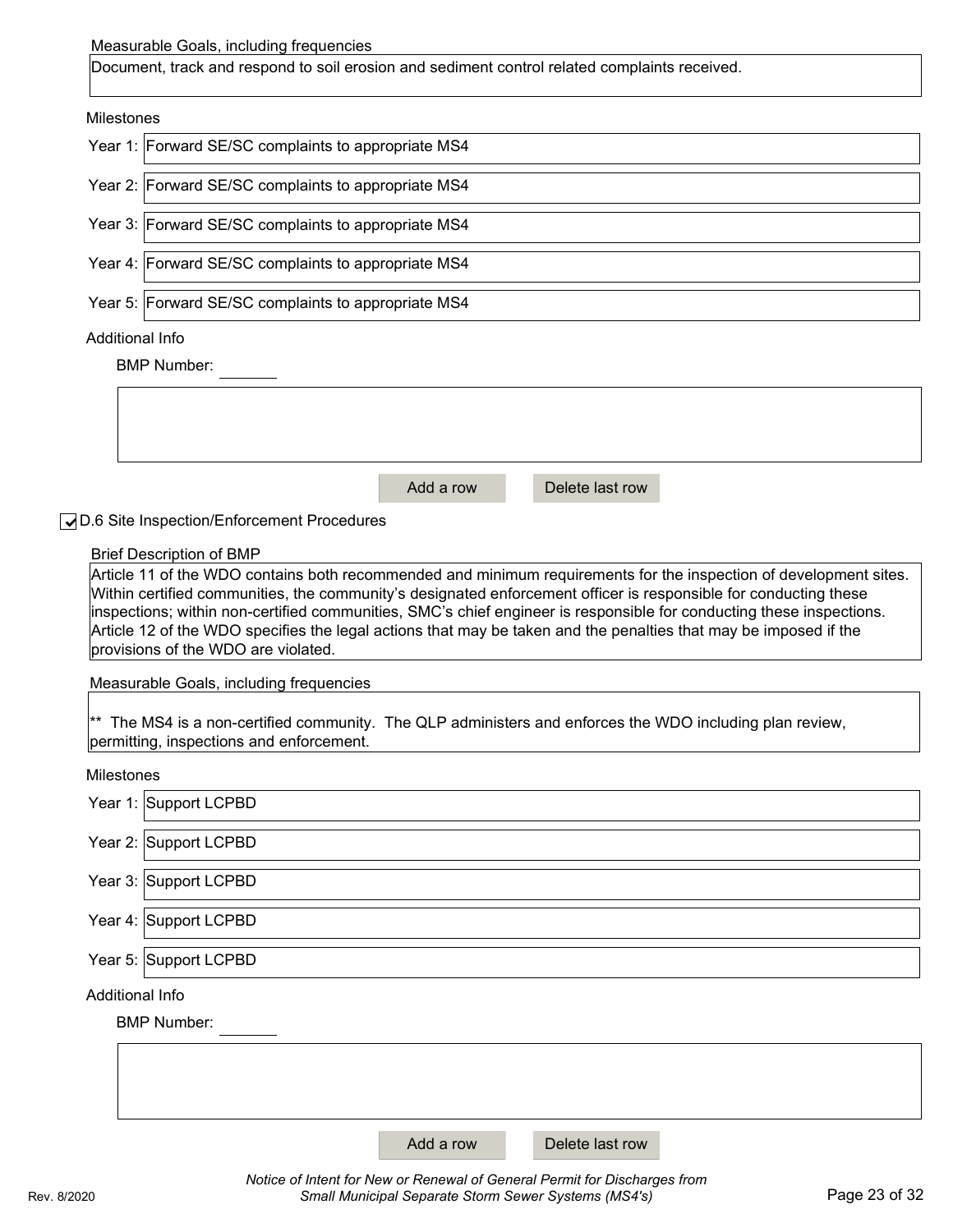Measurable Goals, including frequencies

Document, track and respond to soil erosion and sediment control related complaints received.

Milestones

Year 1: Forward SE/SC complaints to appropriate MS4

Year 2: Forward SE/SC complaints to appropriate MS4

Year 3: Forward SE/SC complaints to appropriate MS4

Year 4: Forward SE/SC complaints to appropriate MS4

Year 5: Forward SE/SC complaints to appropriate MS4

Additional Info

BMP Number:

☑ D.6 Site Inspection/Enforcement Procedures

Brief Description of BMP

Article 11 of the WDO contains both recommended and minimum requirements for the inspection of development sites. Within certified communities, the community's designated enforcement officer is responsible for conducting these inspections; within non-certified communities, SMC's chief engineer is responsible for conducting these inspections. Article 12 of the WDO specifies the legal actions that may be taken and the penalties that may be imposed if the provisions of the WDO are violated.

Measurable Goals, including frequencies

** The MS4 is a non-certified community. The QLP administers and enforces the WDO including plan review, permitting, inspections and enforcement.

Milestones

Year 1: Support LCPBD

Year 2: Support LCPBD

Year 3: Support LCPBD

Year 4: Support LCPBD

Year 5: Support LCPBD

Additional Info

BMP Number: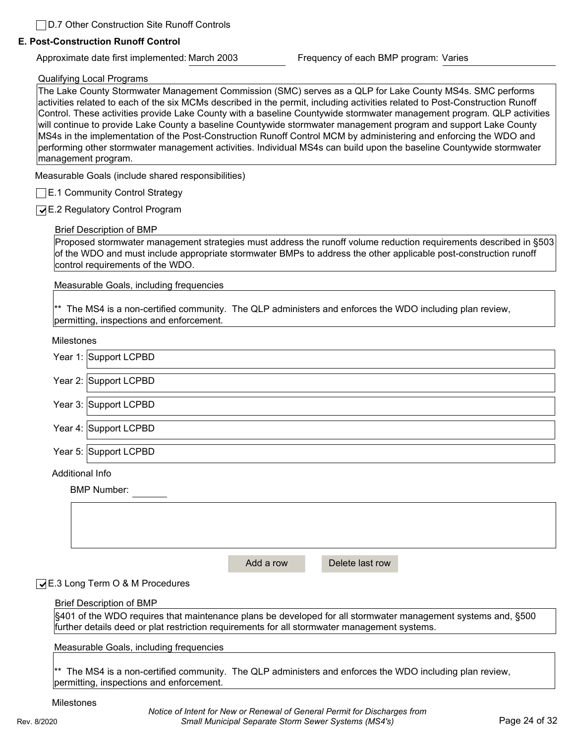☐ D.7 Other Construction Site Runoff Controls

## E. Post-Construction Runoff Control

Approximate date first implemented: March 2003

Frequency of each BMP program: Varies

Qualifying Local Programs

The Lake County Stormwater Management Commission (SMC) serves as a QLP for Lake County MS4s. SMC performs activities related to each of the six MCMs described in the permit, including activities related to Post-Construction Runoff Control. These activities provide Lake County with a baseline Countywide stormwater management program. QLP activities will continue to provide Lake County a baseline Countywide stormwater management program and support Lake County MS4s in the implementation of the Post-Construction Runoff Control MCM by administering and enforcing the WDO and performing other stormwater management activities. Individual MS4s can build upon the baseline Countywide stormwater management program.

Measurable Goals (include shared responsibilities)

☐ E.1 Community Control Strategy

☑ E.2 Regulatory Control Program

Brief Description of BMP

Proposed stormwater management strategies must address the runoff volume reduction requirements described in §503 of the WDO and must include appropriate stormwater BMPs to address the other applicable post-construction runoff control requirements of the WDO.

Measurable Goals, including frequencies

** The MS4 is a non-certified community. The QLP administers and enforces the WDO including plan review, permitting, inspections and enforcement.

Milestones

Year 1: Support LCPBD

Year 2: Support LCPBD

Year 3: Support LCPBD

Year 4: Support LCPBD

Year 5: Support LCPBD

Additional Info

BMP Number:

☑ E.3 Long Term O & M Procedures

Brief Description of BMP

§401 of the WDO requires that maintenance plans be developed for all stormwater management systems and, §500 further details deed or plat restriction requirements for all stormwater management systems.

Measurable Goals, including frequencies

** The MS4 is a non-certified community. The QLP administers and enforces the WDO including plan review, permitting, inspections and enforcement.

Milestones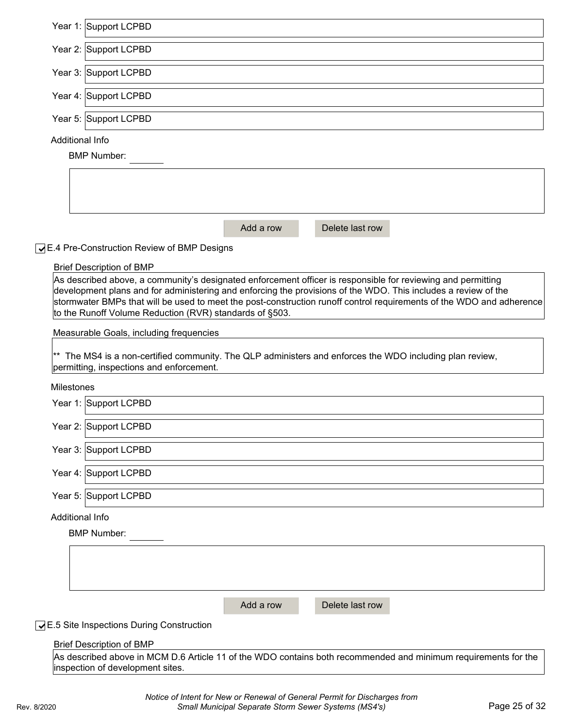Year 1: Support LCPBD

Year 2: Support LCPBD

Year 3: Support LCPBD

Year 4: Support LCPBD

Year 5: Support LCPBD

Additional Info

BMP Number:

Add a row | Delete last row

☑ E.4 Pre-Construction Review of BMP Designs

Brief Description of BMP

As described above, a community's designated enforcement officer is responsible for reviewing and permitting development plans and for administering and enforcing the provisions of the WDO. This includes a review of the stormwater BMPs that will be used to meet the post-construction runoff control requirements of the WDO and adherence to the Runoff Volume Reduction (RVR) standards of §503.

Measurable Goals, including frequencies

** The MS4 is a non-certified community. The QLP administers and enforces the WDO including plan review, permitting, inspections and enforcement.

Milestones

Year 1: Support LCPBD

Year 2: Support LCPBD

Year 3: Support LCPBD

Year 4: Support LCPBD

Year 5: Support LCPBD

Additional Info

BMP Number:

Add a row | Delete last row

☑ E.5 Site Inspections During Construction

Brief Description of BMP

As described above in MCM D.6 Article 11 of the WDO contains both recommended and minimum requirements for the inspection of development sites.

*Notice of Intent for New or Renewal of General Permit for Discharges from Small Municipal Separate Storm Sewer Systems (MS4's)*

Rev. 8/2020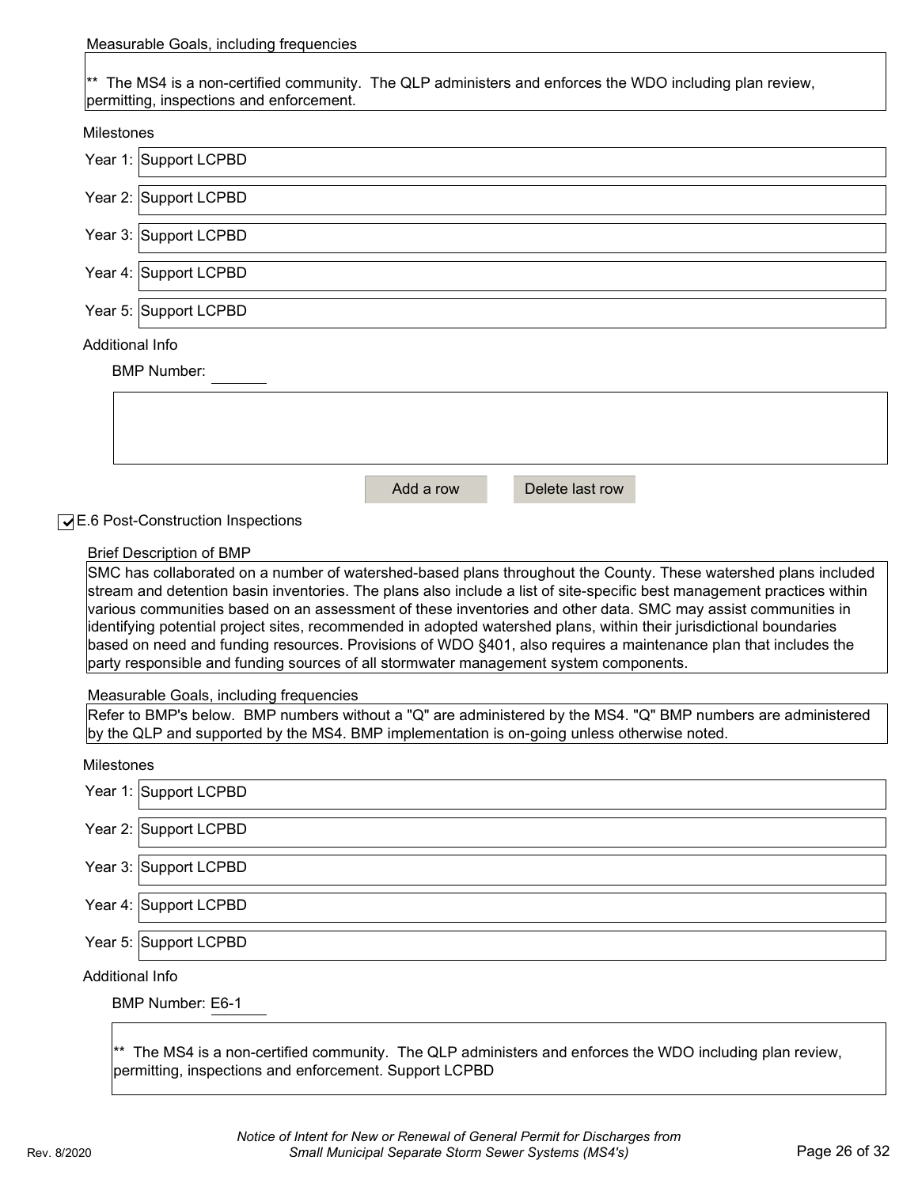Measurable Goals, including frequencies

** The MS4 is a non-certified community. The QLP administers and enforces the WDO including plan review, permitting, inspections and enforcement.

Milestones

Year 1: Support LCPBD

Year 2: Support LCPBD

Year 3: Support LCPBD

Year 4: Support LCPBD

Year 5: Support LCPBD

Additional Info

BMP Number:

Add a row | Delete last row

☑ E.6 Post-Construction Inspections

Brief Description of BMP

SMC has collaborated on a number of watershed-based plans throughout the County. These watershed plans included stream and detention basin inventories. The plans also include a list of site-specific best management practices within various communities based on an assessment of these inventories and other data. SMC may assist communities in identifying potential project sites, recommended in adopted watershed plans, within their jurisdictional boundaries based on need and funding resources. Provisions of WDO §401, also requires a maintenance plan that includes the party responsible and funding sources of all stormwater management system components.

Measurable Goals, including frequencies

Refer to BMP's below. BMP numbers without a "Q" are administered by the MS4. "Q" BMP numbers are administered by the QLP and supported by the MS4. BMP implementation is on-going unless otherwise noted.

Milestones

Year 1: Support LCPBD

Year 2: Support LCPBD

Year 3: Support LCPBD

Year 4: Support LCPBD

Year 5: Support LCPBD

Additional Info

BMP Number: E6-1

** The MS4 is a non-certified community. The QLP administers and enforces the WDO including plan review, permitting, inspections and enforcement. Support LCPBD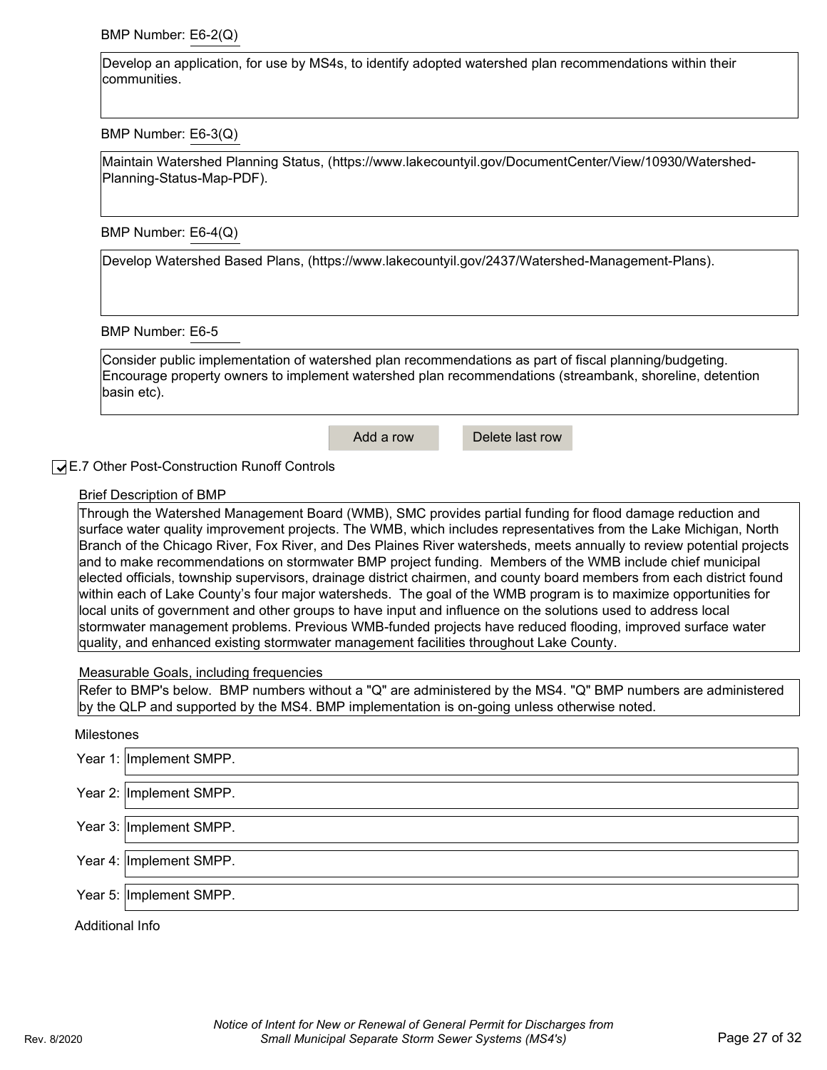BMP Number: E6-2(Q)

Develop an application, for use by MS4s, to identify adopted watershed plan recommendations within their communities.

BMP Number: E6-3(Q)

Maintain Watershed Planning Status, (https://www.lakecountyil.gov/DocumentCenter/View/10930/Watershed-Planning-Status-Map-PDF).

BMP Number: E6-4(Q)

Develop Watershed Based Plans, (https://www.lakecountyil.gov/2437/Watershed-Management-Plans).

BMP Number: E6-5

Consider public implementation of watershed plan recommendations as part of fiscal planning/budgeting. Encourage property owners to implement watershed plan recommendations (streambank, shoreline, detention basin etc).

Add a row | Delete last row

☑ E.7 Other Post-Construction Runoff Controls

Brief Description of BMP

Through the Watershed Management Board (WMB), SMC provides partial funding for flood damage reduction and surface water quality improvement projects. The WMB, which includes representatives from the Lake Michigan, North Branch of the Chicago River, Fox River, and Des Plaines River watersheds, meets annually to review potential projects and to make recommendations on stormwater BMP project funding. Members of the WMB include chief municipal elected officials, township supervisors, drainage district chairmen, and county board members from each district found within each of Lake County's four major watersheds. The goal of the WMB program is to maximize opportunities for local units of government and other groups to have input and influence on the solutions used to address local stormwater management problems. Previous WMB-funded projects have reduced flooding, improved surface water quality, and enhanced existing stormwater management facilities throughout Lake County.

Measurable Goals, including frequencies

Refer to BMP's below. BMP numbers without a "Q" are administered by the MS4. "Q" BMP numbers are administered by the QLP and supported by the MS4. BMP implementation is on-going unless otherwise noted.

Milestones

Year 1: Implement SMPP.

Year 2: Implement SMPP.

Year 3: Implement SMPP.

Year 4: Implement SMPP.

Year 5: Implement SMPP.

Additional Info

*Notice of Intent for New or Renewal of General Permit for Discharges from Small Municipal Separate Storm Sewer Systems (MS4's)*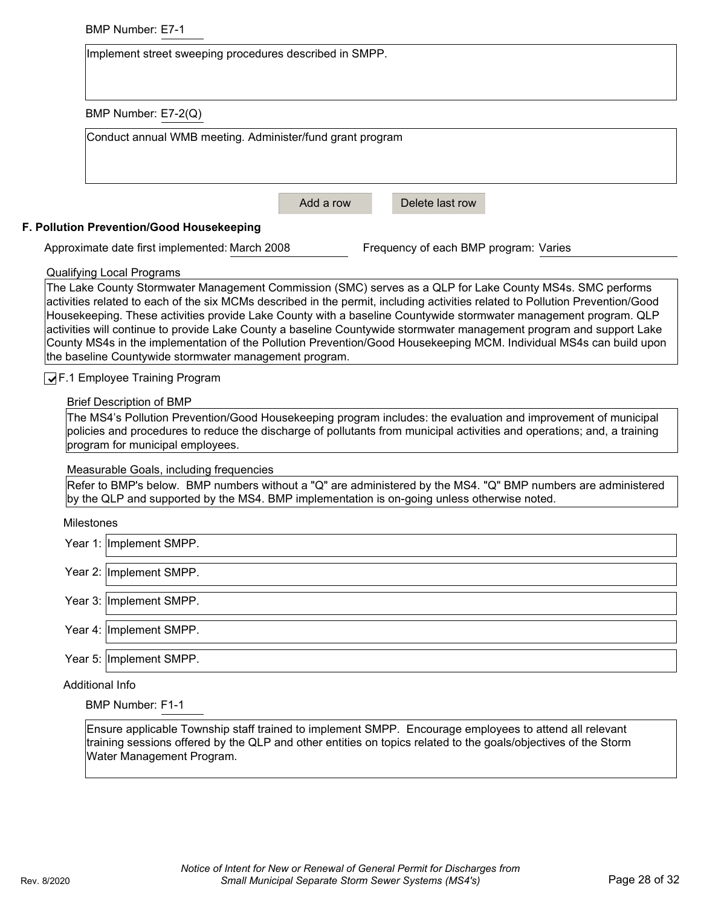BMP Number: E7-1

Implement street sweeping procedures described in SMPP.

BMP Number: E7-2(Q)

Conduct annual WMB meeting. Administer/fund grant program

Add a row | Delete last row

## F. Pollution Prevention/Good Housekeeping

Approximate date first implemented: March 2008

Frequency of each BMP program: Varies

Qualifying Local Programs

The Lake County Stormwater Management Commission (SMC) serves as a QLP for Lake County MS4s. SMC performs activities related to each of the six MCMs described in the permit, including activities related to Pollution Prevention/Good Housekeeping. These activities provide Lake County with a baseline Countywide stormwater management program. QLP activities will continue to provide Lake County a baseline Countywide stormwater management program and support Lake County MS4s in the implementation of the Pollution Prevention/Good Housekeeping MCM. Individual MS4s can build upon the baseline Countywide stormwater management program.

☑ F.1 Employee Training Program

Brief Description of BMP

The MS4's Pollution Prevention/Good Housekeeping program includes: the evaluation and improvement of municipal policies and procedures to reduce the discharge of pollutants from municipal activities and operations; and, a training program for municipal employees.

Measurable Goals, including frequencies

Refer to BMP's below. BMP numbers without a "Q" are administered by the MS4. "Q" BMP numbers are administered by the QLP and supported by the MS4. BMP implementation is on-going unless otherwise noted.

Milestones

Year 1: Implement SMPP.

Year 2: Implement SMPP.

Year 3: Implement SMPP.

Year 4: Implement SMPP.

Year 5: Implement SMPP.

Additional Info

BMP Number: F1-1

Ensure applicable Township staff trained to implement SMPP. Encourage employees to attend all relevant training sessions offered by the QLP and other entities on topics related to the goals/objectives of the Storm Water Management Program.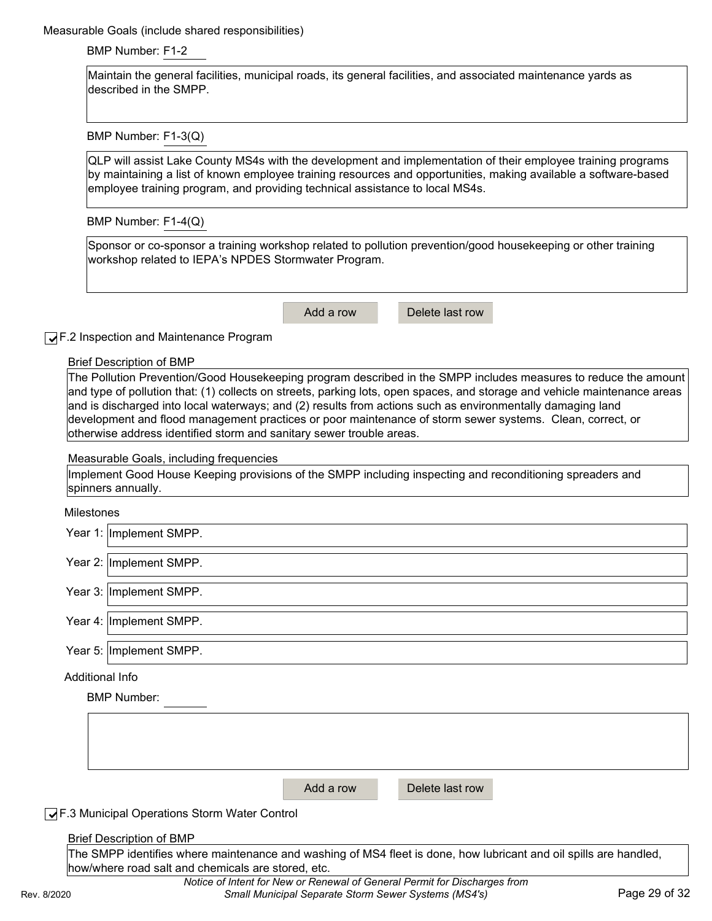Measurable Goals (include shared responsibilities)

BMP Number: F1-2

Maintain the general facilities, municipal roads, its general facilities, and associated maintenance yards as described in the SMPP.

BMP Number: F1-3(Q)

QLP will assist Lake County MS4s with the development and implementation of their employee training programs by maintaining a list of known employee training resources and opportunities, making available a software-based employee training program, and providing technical assistance to local MS4s.

BMP Number: F1-4(Q)

Sponsor or co-sponsor a training workshop related to pollution prevention/good housekeeping or other training workshop related to IEPA's NPDES Stormwater Program.

Add a row | Delete last row

☑ F.2 Inspection and Maintenance Program

Brief Description of BMP

The Pollution Prevention/Good Housekeeping program described in the SMPP includes measures to reduce the amount and type of pollution that: (1) collects on streets, parking lots, open spaces, and storage and vehicle maintenance areas and is discharged into local waterways; and (2) results from actions such as environmentally damaging land development and flood management practices or poor maintenance of storm sewer systems. Clean, correct, or otherwise address identified storm and sanitary sewer trouble areas.

Measurable Goals, including frequencies

Implement Good House Keeping provisions of the SMPP including inspecting and reconditioning spreaders and spinners annually.

Milestones

Year 1: Implement SMPP.

Year 2: Implement SMPP.

Year 3: Implement SMPP.

Year 4: Implement SMPP.

Year 5: Implement SMPP.

Additional Info

BMP Number:

Add a row | Delete last row

☑ F.3 Municipal Operations Storm Water Control

Brief Description of BMP

The SMPP identifies where maintenance and washing of MS4 fleet is done, how lubricant and oil spills are handled, how/where road salt and chemicals are stored, etc.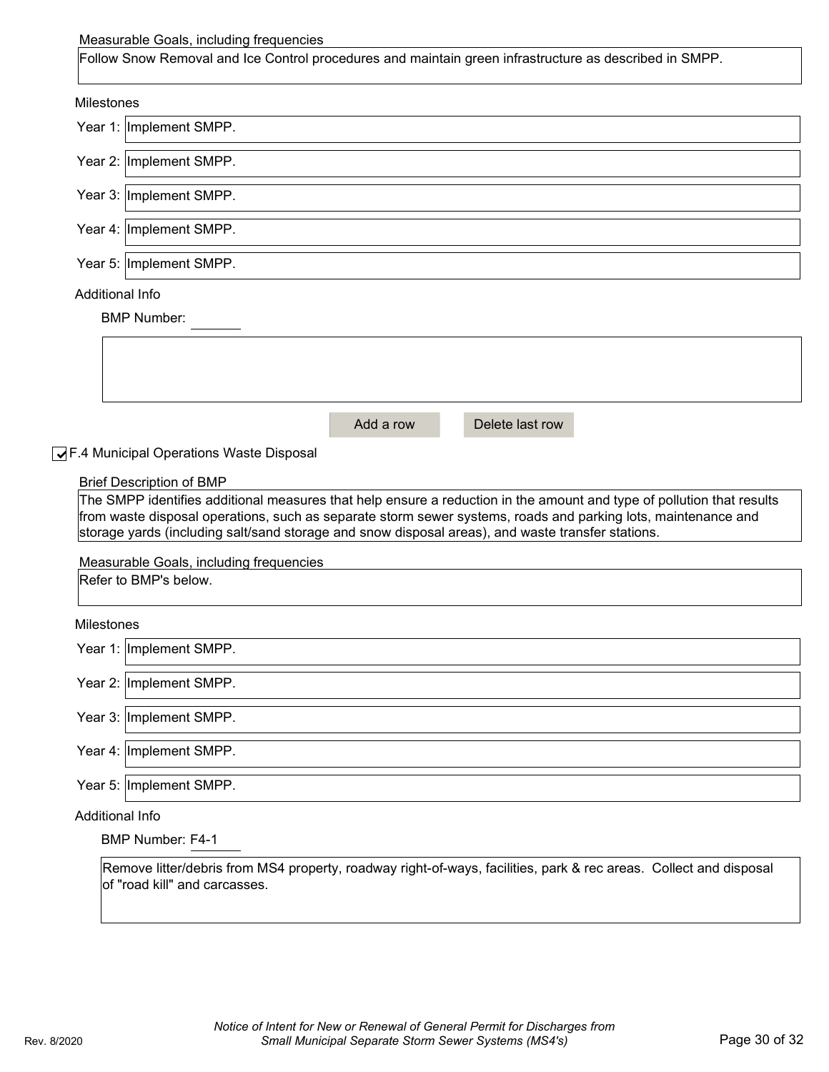Measurable Goals, including frequencies

Follow Snow Removal and Ice Control procedures and maintain green infrastructure as described in SMPP.

Milestones

Year 1: Implement SMPP.

Year 2: Implement SMPP.

Year 3: Implement SMPP.

Year 4: Implement SMPP.

Year 5: Implement SMPP.

Additional Info

BMP Number:

Add a row | Delete last row

☑ F.4 Municipal Operations Waste Disposal

Brief Description of BMP

The SMPP identifies additional measures that help ensure a reduction in the amount and type of pollution that results from waste disposal operations, such as separate storm sewer systems, roads and parking lots, maintenance and storage yards (including salt/sand storage and snow disposal areas), and waste transfer stations.

Measurable Goals, including frequencies

Refer to BMP's below.

Milestones

Year 1: Implement SMPP.

Year 2: Implement SMPP.

Year 3: Implement SMPP.

Year 4: Implement SMPP.

Year 5: Implement SMPP.

Additional Info

BMP Number: F4-1

Remove litter/debris from MS4 property, roadway right-of-ways, facilities, park & rec areas. Collect and disposal of "road kill" and carcasses.

*Notice of Intent for New or Renewal of General Permit for Discharges from Small Municipal Separate Storm Sewer Systems (MS4's)*

Rev. 8/2020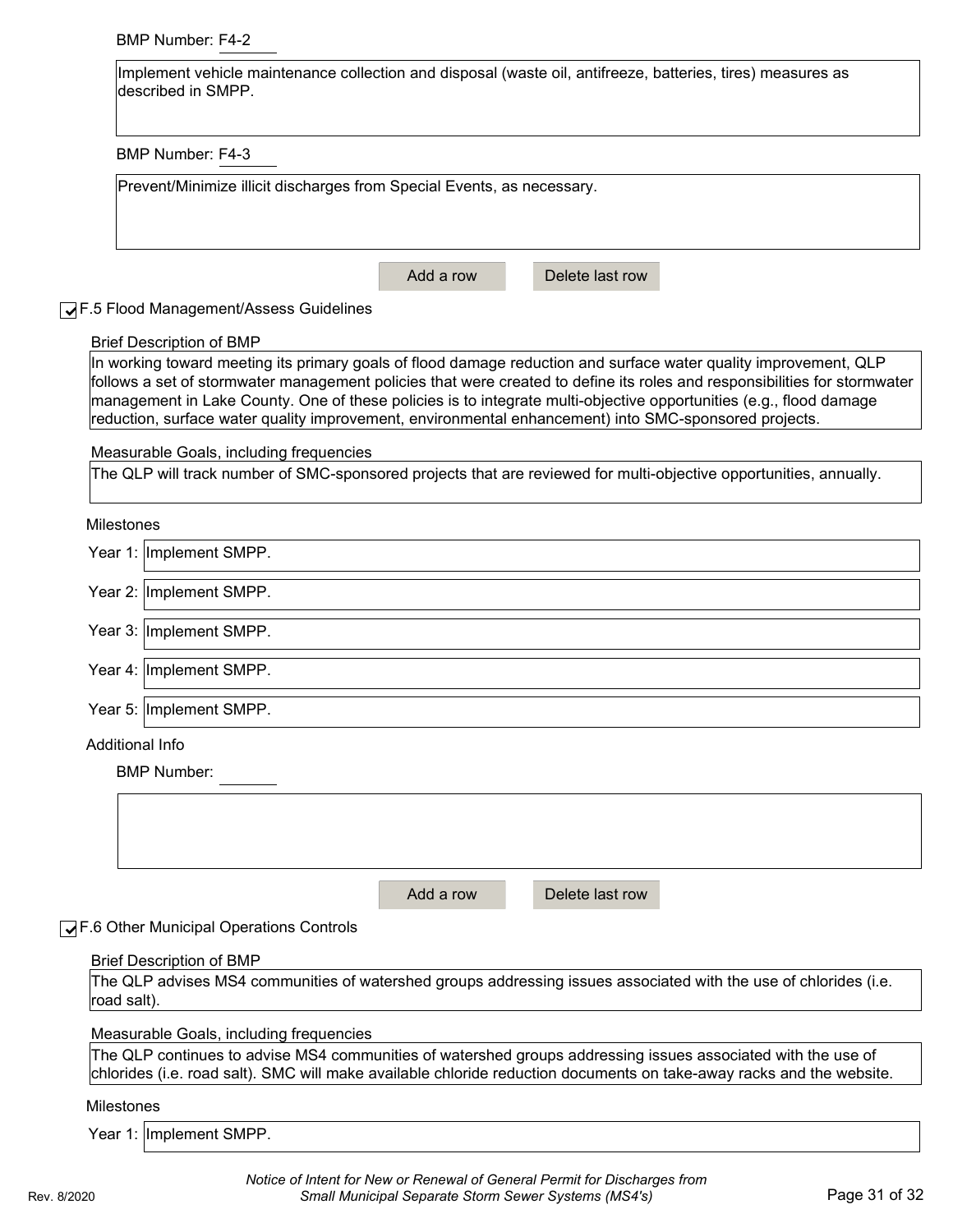BMP Number: F4-2

Implement vehicle maintenance collection and disposal (waste oil, antifreeze, batteries, tires) measures as described in SMPP.

BMP Number: F4-3

Prevent/Minimize illicit discharges from Special Events, as necessary.

Add a row | Delete last row

☑ F.5 Flood Management/Assess Guidelines

Brief Description of BMP

In working toward meeting its primary goals of flood damage reduction and surface water quality improvement, QLP follows a set of stormwater management policies that were created to define its roles and responsibilities for stormwater management in Lake County. One of these policies is to integrate multi-objective opportunities (e.g., flood damage reduction, surface water quality improvement, environmental enhancement) into SMC-sponsored projects.

Measurable Goals, including frequencies

The QLP will track number of SMC-sponsored projects that are reviewed for multi-objective opportunities, annually.

Milestones

Year 1: Implement SMPP.

Year 2: Implement SMPP.

Year 3: Implement SMPP.

Year 4: Implement SMPP.

Year 5: Implement SMPP.

Additional Info

BMP Number:

Add a row | Delete last row

☑ F.6 Other Municipal Operations Controls

Brief Description of BMP

The QLP advises MS4 communities of watershed groups addressing issues associated with the use of chlorides (i.e. road salt).

Measurable Goals, including frequencies

The QLP continues to advise MS4 communities of watershed groups addressing issues associated with the use of chlorides (i.e. road salt). SMC will make available chloride reduction documents on take-away racks and the website.

Milestones

Year 1: Implement SMPP.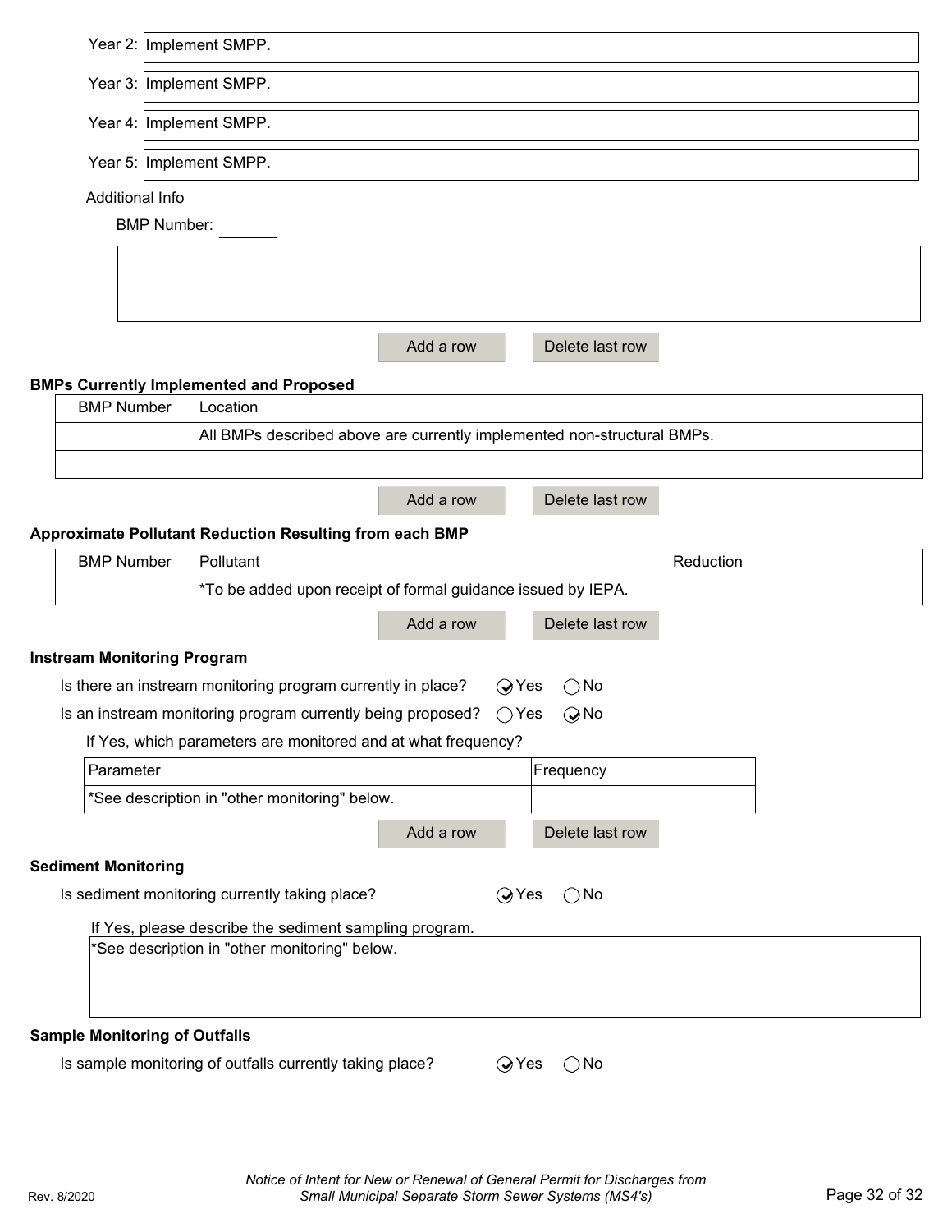Year 2: Implement SMPP.

Year 3: Implement SMPP.

Year 4: Implement SMPP.

Year 5: Implement SMPP.

Additional Info

BMP Number: \_\_\_\_\_\_

Add a row | Delete last row

**BMPs Currently Implemented and Proposed**

| BMP Number | Location |
|---|---|
| | All BMPs described above are currently implemented non-structural BMPs. |
| | |

Add a row | Delete last row

**Approximate Pollutant Reduction Resulting from each BMP**

| BMP Number | Pollutant | Reduction |
|---|---|---|
| | *To be added upon receipt of formal guidance issued by IEPA. | |

Add a row | Delete last row

**Instream Monitoring Program**

Is there an instream monitoring program currently in place? ◉ Yes ○ No

Is an instream monitoring program currently being proposed? ○ Yes ◉ No

If Yes, which parameters are monitored and at what frequency?

| Parameter | Frequency |
|---|---|
| *See description in "other monitoring" below. | |

Add a row | Delete last row

**Sediment Monitoring**

Is sediment monitoring currently taking place? ◉ Yes ○ No

If Yes, please describe the sediment sampling program.

*See description in "other monitoring" below.

**Sample Monitoring of Outfalls**

Is sample monitoring of outfalls currently taking place? ◉ Yes ○ No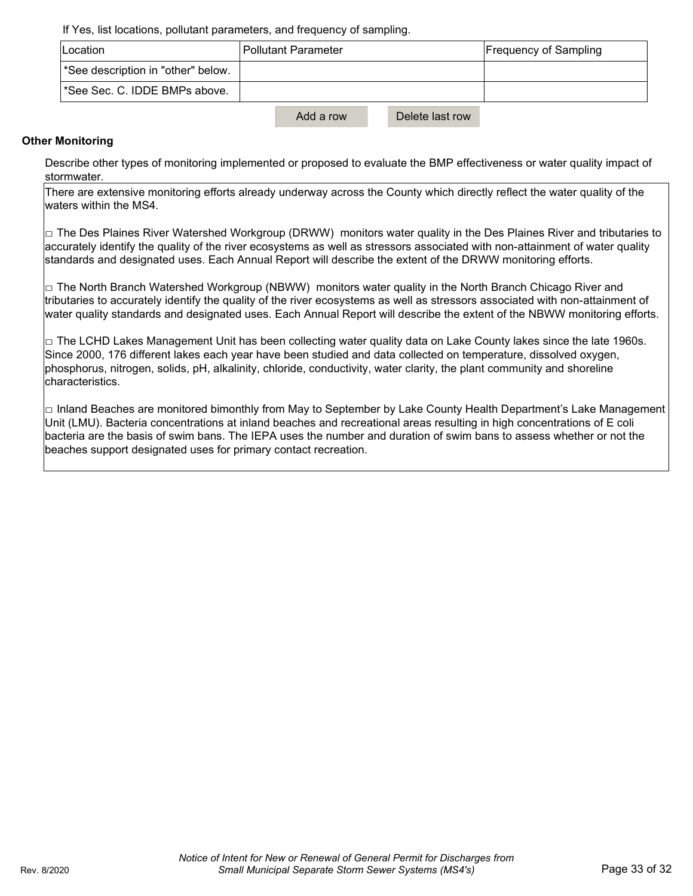If Yes, list locations, pollutant parameters, and frequency of sampling.

| Location | Pollutant Parameter | Frequency of Sampling |
| --- | --- | --- |
| *See description in "other" below. | | |
| *See Sec. C. IDDE BMPs above. | | |

Add a row    Delete last row

**Other Monitoring**

Describe other types of monitoring implemented or proposed to evaluate the BMP effectiveness or water quality impact of stormwater.

There are extensive monitoring efforts already underway across the County which directly reflect the water quality of the waters within the MS4.

□ The Des Plaines River Watershed Workgroup (DRWW) monitors water quality in the Des Plaines River and tributaries to accurately identify the quality of the river ecosystems as well as stressors associated with non-attainment of water quality standards and designated uses. Each Annual Report will describe the extent of the DRWW monitoring efforts.

□ The North Branch Watershed Workgroup (NBWW) monitors water quality in the North Branch Chicago River and tributaries to accurately identify the quality of the river ecosystems as well as stressors associated with non-attainment of water quality standards and designated uses. Each Annual Report will describe the extent of the NBWW monitoring efforts.

□ The LCHD Lakes Management Unit has been collecting water quality data on Lake County lakes since the late 1960s. Since 2000, 176 different lakes each year have been studied and data collected on temperature, dissolved oxygen, phosphorus, nitrogen, solids, pH, alkalinity, chloride, conductivity, water clarity, the plant community and shoreline characteristics.

□ Inland Beaches are monitored bimonthly from May to September by Lake County Health Department's Lake Management Unit (LMU). Bacteria concentrations at inland beaches and recreational areas resulting in high concentrations of E coli bacteria are the basis of swim bans. The IEPA uses the number and duration of swim bans to assess whether or not the beaches support designated uses for primary contact recreation.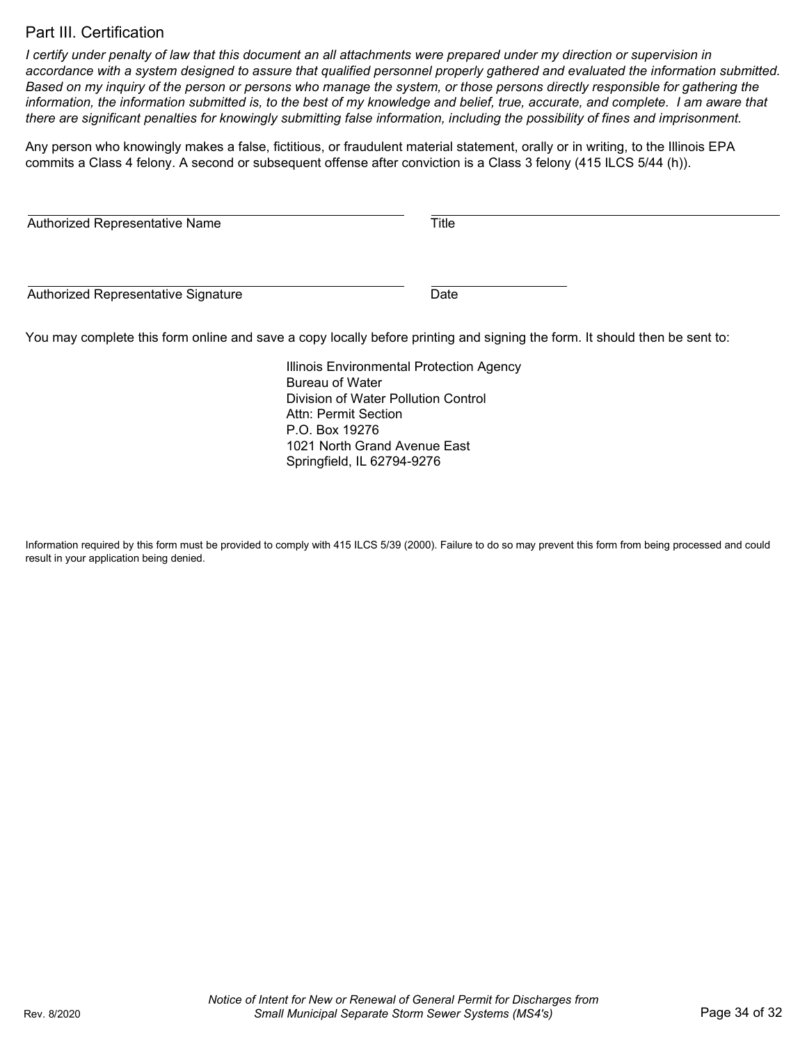## Part III. Certification

*I certify under penalty of law that this document an all attachments were prepared under my direction or supervision in accordance with a system designed to assure that qualified personnel properly gathered and evaluated the information submitted. Based on my inquiry of the person or persons who manage the system, or those persons directly responsible for gathering the information, the information submitted is, to the best of my knowledge and belief, true, accurate, and complete. I am aware that there are significant penalties for knowingly submitting false information, including the possibility of fines and imprisonment.*

Any person who knowingly makes a false, fictitious, or fraudulent material statement, orally or in writing, to the Illinois EPA commits a Class 4 felony. A second or subsequent offense after conviction is a Class 3 felony (415 ILCS 5/44 (h)).

| | |
|---|---|
| Authorized Representative Name | Title |
| Authorized Representative Signature | Date |

You may complete this form online and save a copy locally before printing and signing the form. It should then be sent to:

Illinois Environmental Protection Agency
Bureau of Water
Division of Water Pollution Control
Attn: Permit Section
P.O. Box 19276
1021 North Grand Avenue East
Springfield, IL 62794-9276

Information required by this form must be provided to comply with 415 ILCS 5/39 (2000). Failure to do so may prevent this form from being processed and could result in your application being denied.